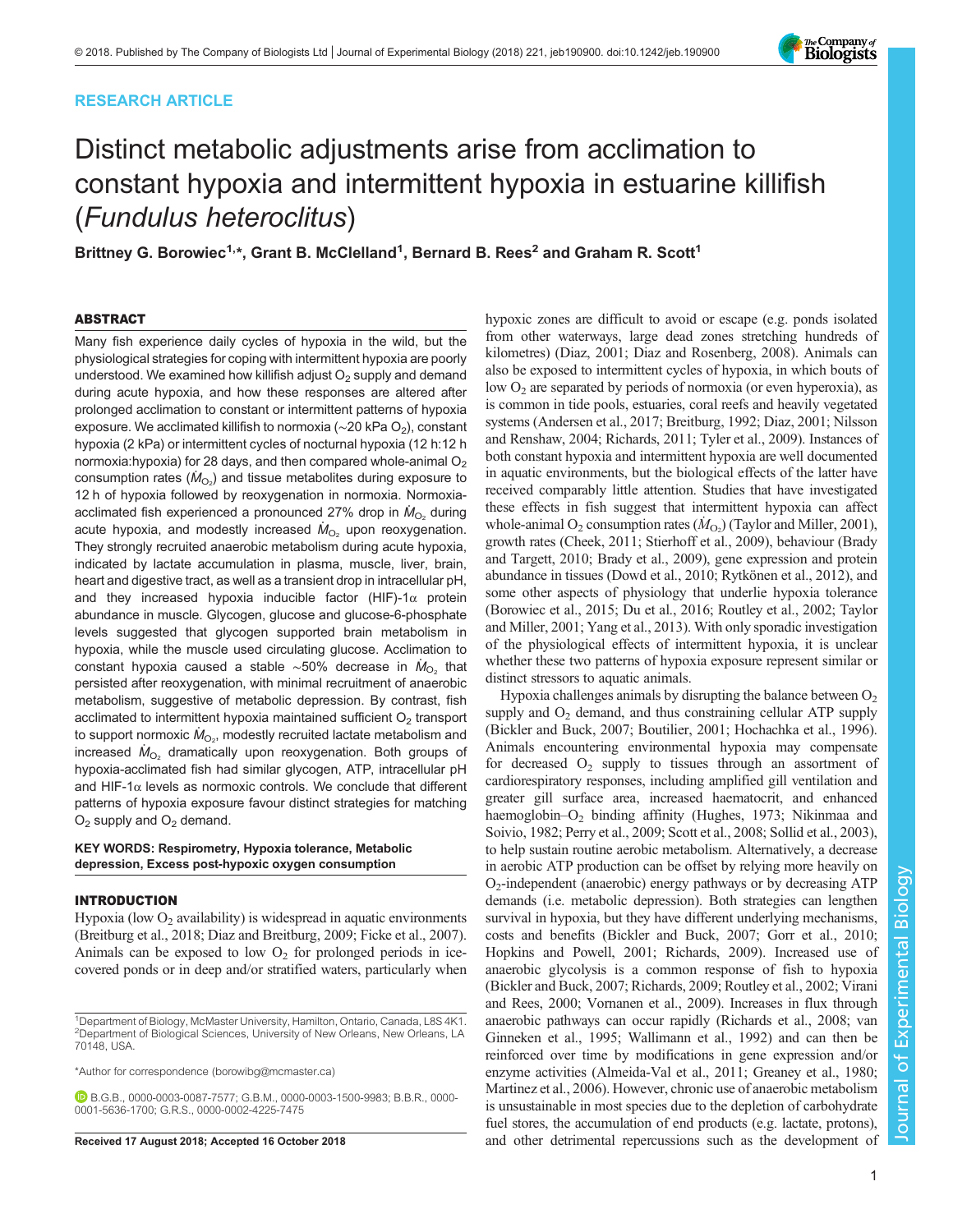RESEARCH ARTICLE

# Distinct metabolic adjustments arise from acclimation to constant hypoxia and intermittent hypoxia in estuarine killifish (*Fundulus heteroclitus*)

Brittney G. Borowiec[1,*], Grant B. McClelland[1], Bernard B. Rees[2] and Graham R. Scott[1]

## ABSTRACT

Many fish experience daily cycles of hypoxia in the wild, but the physiological strategies for coping with intermittent hypoxia are poorly understood. We examined how killifish adjust $O_2$ supply and demand during acute hypoxia, and how these responses are altered after prolonged acclimation to constant or intermittent patterns of hypoxia exposure. We acclimated killifish to normoxia (~20 kPa $O_2$), constant hypoxia (2 kPa) or intermittent cycles of nocturnal hypoxia (12 h:12 h normoxia:hypoxia) for 28 days, and then compared whole-animal $O_2$ consumption rates ($\dot{M}_{O_2}$) and tissue metabolites during exposure to 12 h of hypoxia followed by reoxygenation in normoxia. Normoxia-acclimated fish experienced a pronounced 27% drop in $\dot{M}_{O_2}$ during acute hypoxia, and modestly increased $\dot{M}_{O_2}$ upon reoxygenation. They strongly recruited anaerobic metabolism during acute hypoxia, indicated by lactate accumulation in plasma, muscle, liver, brain, heart and digestive tract, as well as a transient drop in intracellular pH, and they increased hypoxia inducible factor (HIF)-1α protein abundance in muscle. Glycogen, glucose and glucose-6-phosphate levels suggested that glycogen supported brain metabolism in hypoxia, while the muscle used circulating glucose. Acclimation to constant hypoxia caused a stable ~50% decrease in $\dot{M}_{O_2}$ that persisted after reoxygenation, with minimal recruitment of anaerobic metabolism, suggestive of metabolic depression. By contrast, fish acclimated to intermittent hypoxia maintained sufficient $O_2$ transport to support normoxic $\dot{M}_{O_2}$, modestly recruited lactate metabolism and increased $\dot{M}_{O_2}$ dramatically upon reoxygenation. Both groups of hypoxia-acclimated fish had similar glycogen, ATP, intracellular pH and HIF-1α levels as normoxic controls. We conclude that different patterns of hypoxia exposure favour distinct strategies for matching $O_2$ supply and $O_2$ demand.

**KEY WORDS: Respirometry, Hypoxia tolerance, Metabolic depression, Excess post-hypoxic oxygen consumption**

## INTRODUCTION

Hypoxia (low $O_2$ availability) is widespread in aquatic environments (Breitburg et al., 2018; Diaz and Breitburg, 2009; Ficke et al., 2007). Animals can be exposed to low $O_2$ for prolonged periods in ice-covered ponds or in deep and/or stratified waters, particularly when hypoxic zones are difficult to avoid or escape (e.g. ponds isolated from other waterways, large dead zones stretching hundreds of kilometres) (Diaz, 2001; Diaz and Rosenberg, 2008). Animals can also be exposed to intermittent cycles of hypoxia, in which bouts of low $O_2$ are separated by periods of normoxia (or even hyperoxia), as is common in tide pools, estuaries, coral reefs and heavily vegetated systems (Andersen et al., 2017; Breitburg, 1992; Diaz, 2001; Nilsson and Renshaw, 2004; Richards, 2011; Tyler et al., 2009). Instances of both constant hypoxia and intermittent hypoxia are well documented in aquatic environments, but the biological effects of the latter have received comparably little attention. Studies that have investigated these effects in fish suggest that intermittent hypoxia can affect whole-animal $O_2$ consumption rates ($\dot{M}_{O_2}$) (Taylor and Miller, 2001), growth rates (Cheek, 2011; Stierhoff et al., 2009), behaviour (Brady and Targett, 2010; Brady et al., 2009), gene expression and protein abundance in tissues (Dowd et al., 2010; Rytkönen et al., 2012), and some other aspects of physiology that underlie hypoxia tolerance (Borowiec et al., 2015; Du et al., 2016; Routley et al., 2002; Taylor and Miller, 2001; Yang et al., 2013). With only sporadic investigation of the physiological effects of intermittent hypoxia, it is unclear whether these two patterns of hypoxia exposure represent similar or distinct stressors to aquatic animals.

Hypoxia challenges animals by disrupting the balance between $O_2$ supply and $O_2$ demand, and thus constraining cellular ATP supply (Bickler and Buck, 2007; Boutilier, 2001; Hochachka et al., 1996). Animals encountering environmental hypoxia may compensate for decreased $O_2$ supply to tissues through an assortment of cardiorespiratory responses, including amplified gill ventilation and greater gill surface area, increased haematocrit, and enhanced haemoglobin–$O_2$ binding affinity (Hughes, 1973; Nikinmaa and Soivio, 1982; Perry et al., 2009; Scott et al., 2008; Sollid et al., 2003), to help sustain routine aerobic metabolism. Alternatively, a decrease in aerobic ATP production can be offset by relying more heavily on $O_2$-independent (anaerobic) energy pathways or by decreasing ATP demands (i.e. metabolic depression). Both strategies can lengthen survival in hypoxia, but they have different underlying mechanisms, costs and benefits (Bickler and Buck, 2007; Gorr et al., 2010; Hopkins and Powell, 2001; Richards, 2009). Increased use of anaerobic glycolysis is a common response of fish to hypoxia (Bickler and Buck, 2007; Richards, 2009; Routley et al., 2002; Virani and Rees, 2000; Vornanen et al., 2009). Increases in flux through anaerobic pathways can occur rapidly (Richards et al., 2008; van Ginneken et al., 1995; Wallimann et al., 1992) and can then be reinforced over time by modifications in gene expression and/or enzyme activities (Almeida-Val et al., 2011; Greaney et al., 1980; Martinez et al., 2006). However, chronic use of anaerobic metabolism is unsustainable in most species due to the depletion of carbohydrate fuel stores, the accumulation of end products (e.g. lactate, protons), and other detrimental repercussions such as the development of

[1]Department of Biology, McMaster University, Hamilton, Ontario, Canada, L8S 4K1. [2]Department of Biological Sciences, University of New Orleans, New Orleans, LA 70148, USA.

*Author for correspondence (borowibg@mcmaster.ca)

B.G.B., 0000-0003-0087-7577; G.B.M., 0000-0003-1500-9983; B.B.R., 0000-0001-5636-1700; G.R.S., 0000-0002-4225-7475

Received 17 August 2018; Accepted 16 October 2018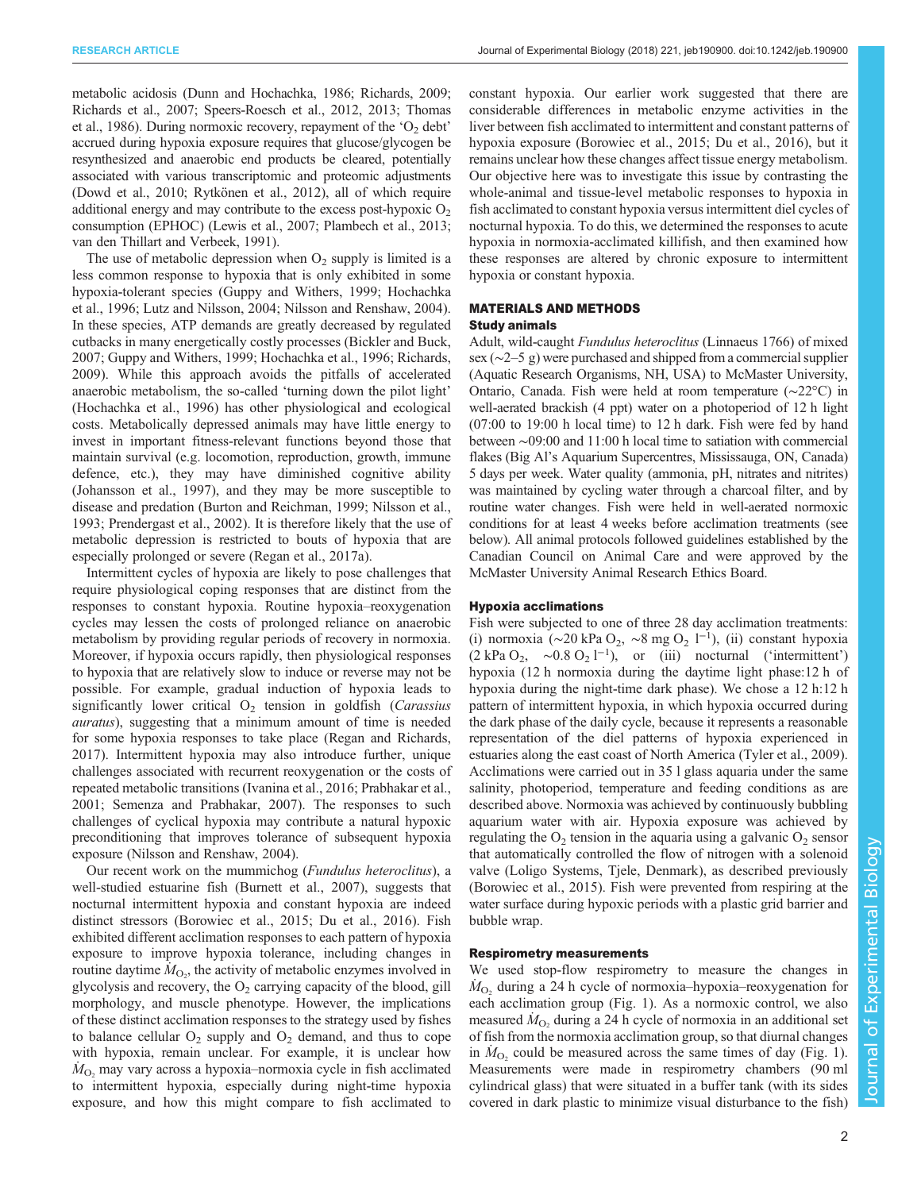metabolic acidosis (Dunn and Hochachka, 1986; Richards, 2009; Richards et al., 2007; Speers-Roesch et al., 2012, 2013; Thomas et al., 1986). During normoxic recovery, repayment of the '$O_2$ debt' accrued during hypoxia exposure requires that glucose/glycogen be resynthesized and anaerobic end products be cleared, potentially associated with various transcriptomic and proteomic adjustments (Dowd et al., 2010; Rytkönen et al., 2012), all of which require additional energy and may contribute to the excess post-hypoxic $O_2$ consumption (EPHOC) (Lewis et al., 2007; Plambech et al., 2013; van den Thillart and Verbeek, 1991).

The use of metabolic depression when $O_2$ supply is limited is a less common response to hypoxia that is only exhibited in some hypoxia-tolerant species (Guppy and Withers, 1999; Hochachka et al., 1996; Lutz and Nilsson, 2004; Nilsson and Renshaw, 2004). In these species, ATP demands are greatly decreased by regulated cutbacks in many energetically costly processes (Bickler and Buck, 2007; Guppy and Withers, 1999; Hochachka et al., 1996; Richards, 2009). While this approach avoids the pitfalls of accelerated anaerobic metabolism, the so-called 'turning down the pilot light' (Hochachka et al., 1996) has other physiological and ecological costs. Metabolically depressed animals may have little energy to invest in important fitness-relevant functions beyond those that maintain survival (e.g. locomotion, reproduction, growth, immune defence, etc.), they may have diminished cognitive ability (Johansson et al., 1997), and they may be more susceptible to disease and predation (Burton and Reichman, 1999; Nilsson et al., 1993; Prendergast et al., 2002). It is therefore likely that the use of metabolic depression is restricted to bouts of hypoxia that are especially prolonged or severe (Regan et al., 2017a).

Intermittent cycles of hypoxia are likely to pose challenges that require physiological coping responses that are distinct from the responses to constant hypoxia. Routine hypoxia–reoxygenation cycles may lessen the costs of prolonged reliance on anaerobic metabolism by providing regular periods of recovery in normoxia. Moreover, if hypoxia occurs rapidly, then physiological responses to hypoxia that are relatively slow to induce or reverse may not be possible. For example, gradual induction of hypoxia leads to significantly lower critical $O_2$ tension in goldfish (*Carassius auratus*), suggesting that a minimum amount of time is needed for some hypoxia responses to take place (Regan and Richards, 2017). Intermittent hypoxia may also introduce further, unique challenges associated with recurrent reoxygenation or the costs of repeated metabolic transitions (Ivanina et al., 2016; Prabhakar et al., 2001; Semenza and Prabhakar, 2007). The responses to such challenges of cyclical hypoxia may contribute a natural hypoxic preconditioning that improves tolerance of subsequent hypoxia exposure (Nilsson and Renshaw, 2004).

Our recent work on the mummichog (*Fundulus heteroclitus*), a well-studied estuarine fish (Burnett et al., 2007), suggests that nocturnal intermittent hypoxia and constant hypoxia are indeed distinct stressors (Borowiec et al., 2015; Du et al., 2016). Fish exhibited different acclimation responses to each pattern of hypoxia exposure to improve hypoxia tolerance, including changes in routine daytime $\dot{M}_{O_2}$, the activity of metabolic enzymes involved in glycolysis and recovery, the $O_2$ carrying capacity of the blood, gill morphology, and muscle phenotype. However, the implications of these distinct acclimation responses to the strategy used by fishes to balance cellular $O_2$ supply and $O_2$ demand, and thus to cope with hypoxia, remain unclear. For example, it is unclear how $\dot{M}_{O_2}$ may vary across a hypoxia–normoxia cycle in fish acclimated to intermittent hypoxia, especially during night-time hypoxia exposure, and how this might compare to fish acclimated to constant hypoxia. Our earlier work suggested that there are considerable differences in metabolic enzyme activities in the liver between fish acclimated to intermittent and constant patterns of hypoxia exposure (Borowiec et al., 2015; Du et al., 2016), but it remains unclear how these changes affect tissue energy metabolism. Our objective here was to investigate this issue by contrasting the whole-animal and tissue-level metabolic responses to hypoxia in fish acclimated to constant hypoxia versus intermittent diel cycles of nocturnal hypoxia. To do this, we determined the responses to acute hypoxia in normoxia-acclimated killifish, and then examined how these responses are altered by chronic exposure to intermittent hypoxia or constant hypoxia.

## MATERIALS AND METHODS

### Study animals

Adult, wild-caught *Fundulus heteroclitus* (Linnaeus 1766) of mixed sex (∼2–5 g) were purchased and shipped from a commercial supplier (Aquatic Research Organisms, NH, USA) to McMaster University, Ontario, Canada. Fish were held at room temperature (∼22°C) in well-aerated brackish (4 ppt) water on a photoperiod of 12 h light (07:00 to 19:00 h local time) to 12 h dark. Fish were fed by hand between ∼09:00 and 11:00 h local time to satiation with commercial flakes (Big Al's Aquarium Supercentres, Mississauga, ON, Canada) 5 days per week. Water quality (ammonia, pH, nitrates and nitrites) was maintained by cycling water through a charcoal filter, and by routine water changes. Fish were held in well-aerated normoxic conditions for at least 4 weeks before acclimation treatments (see below). All animal protocols followed guidelines established by the Canadian Council on Animal Care and were approved by the McMaster University Animal Research Ethics Board.

### Hypoxia acclimations

Fish were subjected to one of three 28 day acclimation treatments: (i) normoxia (∼20 kPa $O_2$, ∼8 mg $O_2$ $l^{-1}$), (ii) constant hypoxia (2 kPa $O_2$, ∼0.8 $O_2$ $l^{-1}$), or (iii) nocturnal ('intermittent') hypoxia (12 h normoxia during the daytime light phase:12 h of hypoxia during the night-time dark phase). We chose a 12 h:12 h pattern of intermittent hypoxia, in which hypoxia occurred during the dark phase of the daily cycle, because it represents a reasonable representation of the diel patterns of hypoxia experienced in estuaries along the east coast of North America (Tyler et al., 2009). Acclimations were carried out in 35 l glass aquaria under the same salinity, photoperiod, temperature and feeding conditions as are described above. Normoxia was achieved by continuously bubbling aquarium water with air. Hypoxia exposure was achieved by regulating the $O_2$ tension in the aquaria using a galvanic $O_2$ sensor that automatically controlled the flow of nitrogen with a solenoid valve (Loligo Systems, Tjele, Denmark), as described previously (Borowiec et al., 2015). Fish were prevented from respiring at the water surface during hypoxic periods with a plastic grid barrier and bubble wrap.

### Respirometry measurements

We used stop-flow respirometry to measure the changes in $\dot{M}_{O_2}$ during a 24 h cycle of normoxia–hypoxia–reoxygenation for each acclimation group (Fig. 1). As a normoxic control, we also measured $\dot{M}_{O_2}$ during a 24 h cycle of normoxia in an additional set of fish from the normoxia acclimation group, so that diurnal changes in $\dot{M}_{O_2}$ could be measured across the same times of day (Fig. 1). Measurements were made in respirometry chambers (90 ml cylindrical glass) that were situated in a buffer tank (with its sides covered in dark plastic to minimize visual disturbance to the fish)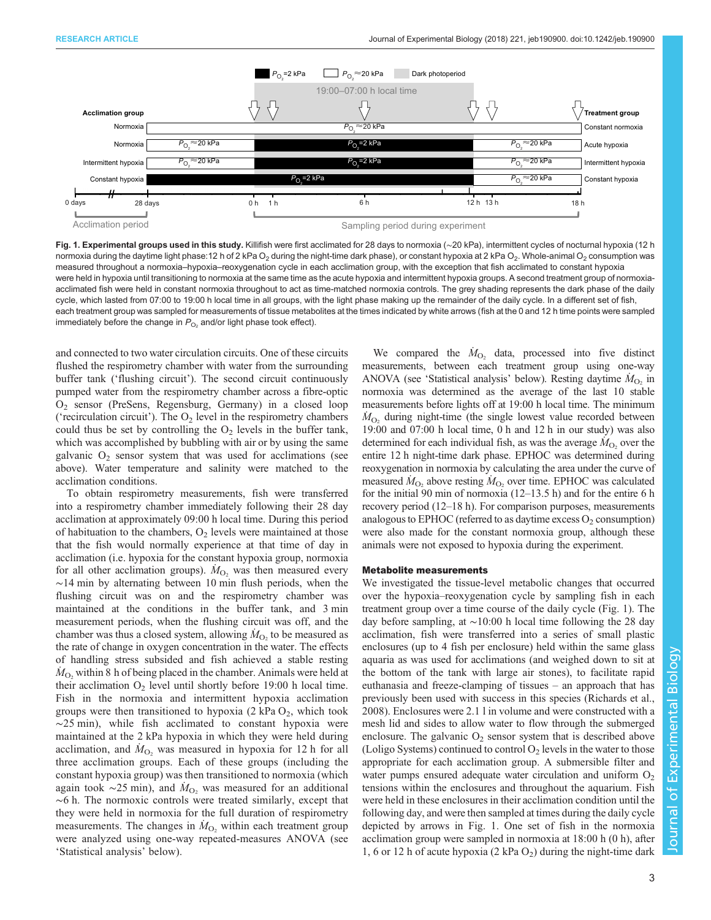**Fig. 1. Experimental groups used in this study.** Killifish were first acclimated for 28 days to normoxia (~20 kPa), intermittent cycles of nocturnal hypoxia (12 h normoxia during the daytime light phase:12 h of 2 kPa $O_2$ during the night-time dark phase), or constant hypoxia at 2 kPa $O_2$. Whole-animal $O_2$ consumption was measured throughout a normoxia–hypoxia–reoxygenation cycle in each acclimation group, with the exception that fish acclimated to constant hypoxia were held in hypoxia until transitioning to normoxia at the same time as the acute hypoxia and intermittent hypoxia groups. A second treatment group of normoxia-acclimated fish were held in constant normoxia throughout to act as time-matched normoxia controls. The grey shading represents the dark phase of the daily cycle, which lasted from 07:00 to 19:00 h local time in all groups, with the light phase making up the remainder of the daily cycle. In a different set of fish, each treatment group was sampled for measurements of tissue metabolites at the times indicated by white arrows (fish at the 0 and 12 h time points were sampled immediately before the change in $P_{O_2}$ and/or light phase took effect).

and connected to two water circulation circuits. One of these circuits flushed the respirometry chamber with water from the surrounding buffer tank ('flushing circuit'). The second circuit continuously pumped water from the respirometry chamber across a fibre-optic $O_2$ sensor (PreSens, Regensburg, Germany) in a closed loop ('recirculation circuit'). The $O_2$ level in the respirometry chambers could thus be set by controlling the $O_2$ levels in the buffer tank, which was accomplished by bubbling with air or by using the same galvanic $O_2$ sensor system that was used for acclimations (see above). Water temperature and salinity were matched to the acclimation conditions.

To obtain respirometry measurements, fish were transferred into a respirometry chamber immediately following their 28 day acclimation at approximately 09:00 h local time. During this period of habituation to the chambers, $O_2$ levels were maintained at those that the fish would normally experience at that time of day in acclimation (i.e. hypoxia for the constant hypoxia group, normoxia for all other acclimation groups). $\dot{M}_{O_2}$ was then measured every ~14 min by alternating between 10 min flush periods, when the flushing circuit was on and the respirometry chamber was maintained at the conditions in the buffer tank, and 3 min measurement periods, when the flushing circuit was off, and the chamber was thus a closed system, allowing $\dot{M}_{O_2}$ to be measured as the rate of change in oxygen concentration in the water. The effects of handling stress subsided and fish achieved a stable resting $\dot{M}_{O_2}$ within 8 h of being placed in the chamber. Animals were held at their acclimation $O_2$ level until shortly before 19:00 h local time. Fish in the normoxia and intermittent hypoxia acclimation groups were then transitioned to hypoxia (2 kPa $O_2$, which took ~25 min), while fish acclimated to constant hypoxia were maintained at the 2 kPa hypoxia in which they were held during acclimation, and $\dot{M}_{O_2}$ was measured in hypoxia for 12 h for all three acclimation groups. Each of these groups (including the constant hypoxia group) was then transitioned to normoxia (which again took ~25 min), and $\dot{M}_{O_2}$ was measured for an additional ~6 h. The normoxic controls were treated similarly, except that they were held in normoxia for the full duration of respirometry measurements. The changes in $\dot{M}_{O_2}$ within each treatment group were analyzed using one-way repeated-measures ANOVA (see 'Statistical analysis' below).

We compared the $\dot{M}_{O_2}$ data, processed into five distinct measurements, between each treatment group using one-way ANOVA (see 'Statistical analysis' below). Resting daytime $\dot{M}_{O_2}$ in normoxia was determined as the average of the last 10 stable measurements before lights off at 19:00 h local time. The minimum $\dot{M}_{O_2}$ during night-time (the single lowest value recorded between 19:00 and 07:00 h local time, 0 h and 12 h in our study) was also determined for each individual fish, as was the average $\dot{M}_{O_2}$ over the entire 12 h night-time dark phase. EPHOC was determined during reoxygenation in normoxia by calculating the area under the curve of measured $\dot{M}_{O_2}$ above resting $\dot{M}_{O_2}$ over time. EPHOC was calculated for the initial 90 min of normoxia (12–13.5 h) and for the entire 6 h recovery period (12–18 h). For comparison purposes, measurements analogous to EPHOC (referred to as daytime excess $O_2$ consumption) were also made for the constant normoxia group, although these animals were not exposed to hypoxia during the experiment.

### Metabolite measurements

We investigated the tissue-level metabolic changes that occurred over the hypoxia–reoxygenation cycle by sampling fish in each treatment group over a time course of the daily cycle (Fig. 1). The day before sampling, at ~10:00 h local time following the 28 day acclimation, fish were transferred into a series of small plastic enclosures (up to 4 fish per enclosure) held within the same glass aquaria as was used for acclimations (and weighed down to sit at the bottom of the tank with large air stones), to facilitate rapid euthanasia and freeze-clamping of tissues – an approach that has previously been used with success in this species (Richards et al., 2008). Enclosures were 2.1 l in volume and were constructed with a mesh lid and sides to allow water to flow through the submerged enclosure. The galvanic $O_2$ sensor system that is described above (Loligo Systems) continued to control $O_2$ levels in the water to those appropriate for each acclimation group. A submersible filter and water pumps ensured adequate water circulation and uniform $O_2$ tensions within the enclosures and throughout the aquarium. Fish were held in these enclosures in their acclimation condition until the following day, and were then sampled at times during the daily cycle depicted by arrows in Fig. 1. One set of fish in the normoxia acclimation group were sampled in normoxia at 18:00 h (0 h), after 1, 6 or 12 h of acute hypoxia (2 kPa $O_2$) during the night-time dark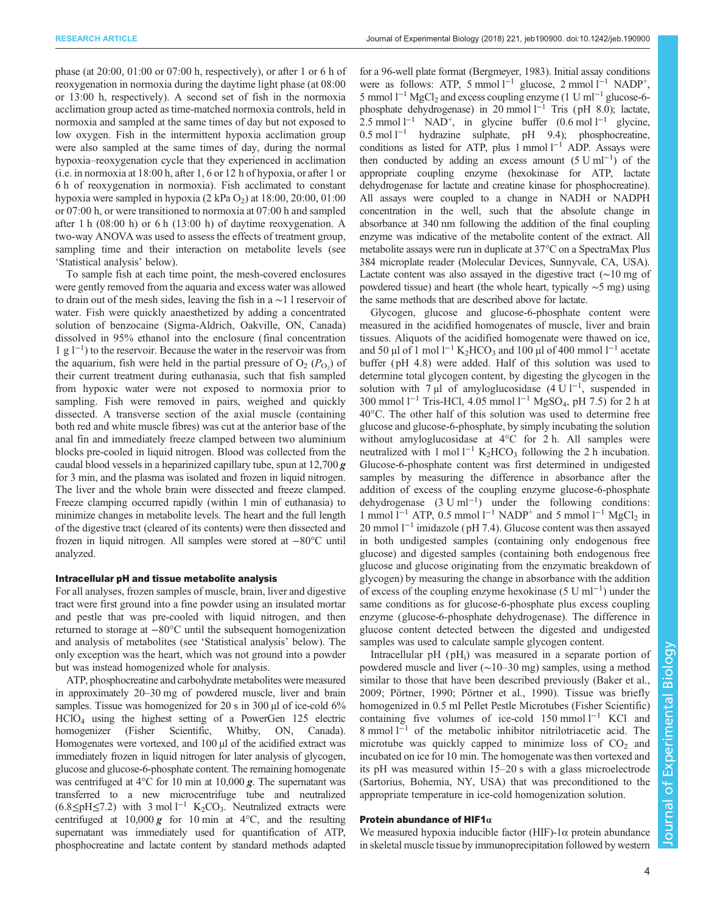phase (at 20:00, 01:00 or 07:00 h, respectively), or after 1 or 6 h of reoxygenation in normoxia during the daytime light phase (at 08:00 or 13:00 h, respectively). A second set of fish in the normoxia acclimation group acted as time-matched normoxia controls, held in normoxia and sampled at the same times of day but not exposed to low oxygen. Fish in the intermittent hypoxia acclimation group were also sampled at the same times of day, during the normal hypoxia–reoxygenation cycle that they experienced in acclimation (i.e. in normoxia at 18:00 h, after 1, 6 or 12 h of hypoxia, or after 1 or 6 h of reoxygenation in normoxia). Fish acclimated to constant hypoxia were sampled in hypoxia (2 kPa $O_2$) at 18:00, 20:00, 01:00 or 07:00 h, or were transitioned to normoxia at 07:00 h and sampled after 1 h (08:00 h) or 6 h (13:00 h) of daytime reoxygenation. A two-way ANOVA was used to assess the effects of treatment group, sampling time and their interaction on metabolite levels (see 'Statistical analysis' below).

To sample fish at each time point, the mesh-covered enclosures were gently removed from the aquaria and excess water was allowed to drain out of the mesh sides, leaving the fish in a ∼1 l reservoir of water. Fish were quickly anaesthetized by adding a concentrated solution of benzocaine (Sigma-Aldrich, Oakville, ON, Canada) dissolved in 95% ethanol into the enclosure (final concentration 1 g $l^{-1}$) to the reservoir. Because the water in the reservoir was from the aquarium, fish were held in the partial pressure of $O_2$ ($P_{O_2}$) of their current treatment during euthanasia, such that fish sampled from hypoxic water were not exposed to normoxia prior to sampling. Fish were removed in pairs, weighed and quickly dissected. A transverse section of the axial muscle (containing both red and white muscle fibres) was cut at the anterior base of the anal fin and immediately freeze clamped between two aluminium blocks pre-cooled in liquid nitrogen. Blood was collected from the caudal blood vessels in a heparinized capillary tube, spun at 12,700 ***g*** for 3 min, and the plasma was isolated and frozen in liquid nitrogen. The liver and the whole brain were dissected and freeze clamped. Freeze clamping occurred rapidly (within 1 min of euthanasia) to minimize changes in metabolite levels. The heart and the full length of the digestive tract (cleared of its contents) were then dissected and frozen in liquid nitrogen. All samples were stored at −80°C until analyzed.

### Intracellular pH and tissue metabolite analysis

For all analyses, frozen samples of muscle, brain, liver and digestive tract were first ground into a fine powder using an insulated mortar and pestle that was pre-cooled with liquid nitrogen, and then returned to storage at −80°C until the subsequent homogenization and analysis of metabolites (see 'Statistical analysis' below). The only exception was the heart, which was not ground into a powder but was instead homogenized whole for analysis.

ATP, phosphocreatine and carbohydrate metabolites were measured in approximately 20–30 mg of powdered muscle, liver and brain samples. Tissue was homogenized for 20 s in 300 µl of ice-cold 6% $HClO_4$ using the highest setting of a PowerGen 125 electric homogenizer (Fisher Scientific, Whitby, ON, Canada). Homogenates were vortexed, and 100 µl of the acidified extract was immediately frozen in liquid nitrogen for later analysis of glycogen, glucose and glucose-6-phosphate content. The remaining homogenate was centrifuged at 4°C for 10 min at 10,000 ***g***. The supernatant was transferred to a new microcentrifuge tube and neutralized (6.8≤pH≤7.2) with 3 mol $l^{-1}$ $K_2CO_3$. Neutralized extracts were centrifuged at 10,000 ***g*** for 10 min at 4°C, and the resulting supernatant was immediately used for quantification of ATP, phosphocreatine and lactate content by standard methods adapted for a 96-well plate format (Bergmeyer, 1983). Initial assay conditions were as follows: ATP, 5 mmol $l^{-1}$ glucose, 2 mmol $l^{-1}$ $NADP^+$, 5 mmol $l^{-1}$ $MgCl_2$ and excess coupling enzyme (1 U $ml^{-1}$ glucose-6-phosphate dehydrogenase) in 20 mmol $l^{-1}$ Tris (pH 8.0); lactate, 2.5 mmol $l^{-1}$ $NAD^+$, in glycine buffer (0.6 mol $l^{-1}$ glycine, 0.5 mol $l^{-1}$ hydrazine sulphate, pH 9.4); phosphocreatine, conditions as listed for ATP, plus 1 mmol $l^{-1}$ ADP. Assays were then conducted by adding an excess amount (5 U $ml^{-1}$) of the appropriate coupling enzyme (hexokinase for ATP, lactate dehydrogenase for lactate and creatine kinase for phosphocreatine). All assays were coupled to a change in NADH or NADPH concentration in the well, such that the absolute change in absorbance at 340 nm following the addition of the final coupling enzyme was indicative of the metabolite content of the extract. All metabolite assays were run in duplicate at 37°C on a SpectraMax Plus 384 microplate reader (Molecular Devices, Sunnyvale, CA, USA). Lactate content was also assayed in the digestive tract (∼10 mg of powdered tissue) and heart (the whole heart, typically ∼5 mg) using the same methods that are described above for lactate.

Glycogen, glucose and glucose-6-phosphate content were measured in the acidified homogenates of muscle, liver and brain tissues. Aliquots of the acidified homogenate were thawed on ice, and 50 µl of 1 mol $l^{-1}$ $K_2HCO_3$ and 100 µl of 400 mmol $l^{-1}$ acetate buffer (pH 4.8) were added. Half of this solution was used to determine total glycogen content, by digesting the glycogen in the solution with 7 µl of amyloglucosidase (4 U $l^{-1}$, suspended in 300 mmol $l^{-1}$ Tris-HCl, 4.05 mmol $l^{-1}$ $MgSO_4$, pH 7.5) for 2 h at 40°C. The other half of this solution was used to determine free glucose and glucose-6-phosphate, by simply incubating the solution without amyloglucosidase at 4°C for 2 h. All samples were neutralized with 1 mol $l^{-1}$ $K_2HCO_3$ following the 2 h incubation. Glucose-6-phosphate content was first determined in undigested samples by measuring the difference in absorbance after the addition of excess of the coupling enzyme glucose-6-phosphate dehydrogenase (3 U $ml^{-1}$) under the following conditions: 1 mmol $l^{-1}$ ATP, 0.5 mmol $l^{-1}$ $NADP^+$ and 5 mmol $l^{-1}$ $MgCl_2$ in 20 mmol $l^{-1}$ imidazole (pH 7.4). Glucose content was then assayed in both undigested samples (containing only endogenous free glucose) and digested samples (containing both endogenous free glucose and glucose originating from the enzymatic breakdown of glycogen) by measuring the change in absorbance with the addition of excess of the coupling enzyme hexokinase (5 U $ml^{-1}$) under the same conditions as for glucose-6-phosphate plus excess coupling enzyme (glucose-6-phosphate dehydrogenase). The difference in glucose content detected between the digested and undigested samples was used to calculate sample glycogen content.

Intracellular pH ($pH_i$) was measured in a separate portion of powdered muscle and liver (∼10–30 mg) samples, using a method similar to those that have been described previously (Baker et al., 2009; Pörtner, 1990; Pörtner et al., 1990). Tissue was briefly homogenized in 0.5 ml Pellet Pestle Microtubes (Fisher Scientific) containing five volumes of ice-cold 150 mmol $l^{-1}$ KCl and 8 mmol $l^{-1}$ of the metabolic inhibitor nitrilotriacetic acid. The microtube was quickly capped to minimize loss of $CO_2$ and incubated on ice for 10 min. The homogenate was then vortexed and its pH was measured within 15–20 s with a glass microelectrode (Sartorius, Bohemia, NY, USA) that was preconditioned to the appropriate temperature in ice-cold homogenization solution.

### Protein abundance of HIF1α

We measured hypoxia inducible factor (HIF)-1α protein abundance in skeletal muscle tissue by immunoprecipitation followed by western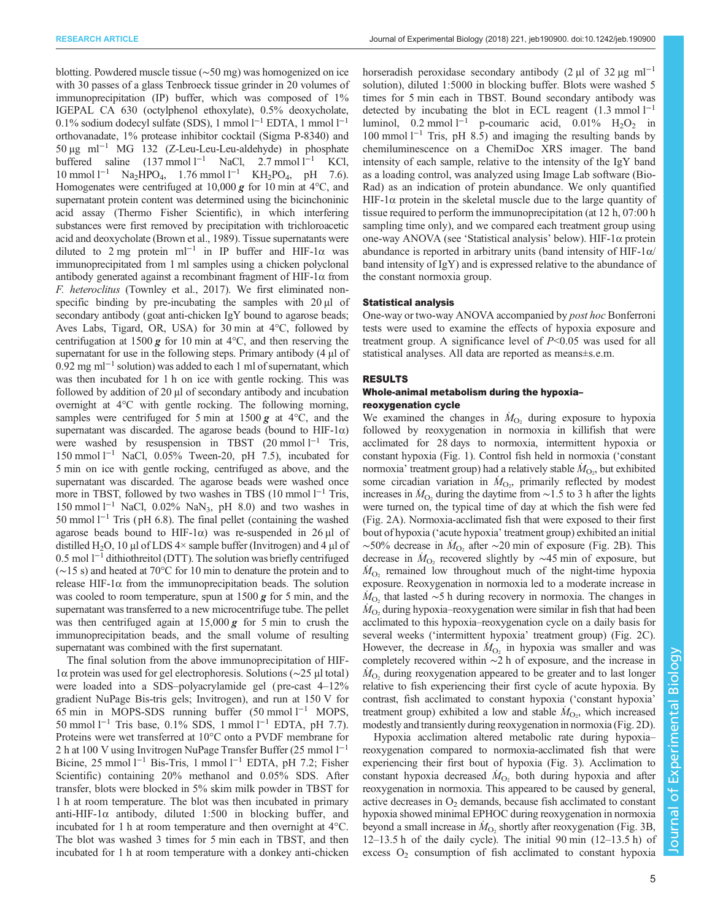blotting. Powdered muscle tissue (~50 mg) was homogenized on ice with 30 passes of a glass Tenbroeck tissue grinder in 20 volumes of immunoprecipitation (IP) buffer, which was composed of 1% IGEPAL CA 630 (octylphenol ethoxylate), 0.5% deoxycholate, 0.1% sodium dodecyl sulfate (SDS), 1 mmol $l^{-1}$ EDTA, 1 mmol $l^{-1}$ orthovanadate, 1% protease inhibitor cocktail (Sigma P-8340) and 50 µg $ml^{-1}$ MG 132 (Z-Leu-Leu-Leu-aldehyde) in phosphate buffered saline (137 mmol $l^{-1}$ NaCl, 2.7 mmol $l^{-1}$ KCl, 10 mmol $l^{-1}$ $Na_2HPO_4$, 1.76 mmol $l^{-1}$ $KH_2PO_4$, pH 7.6). Homogenates were centrifuged at 10,000 ***g*** for 10 min at 4°C, and supernatant protein content was determined using the bicinchoninic acid assay (Thermo Fisher Scientific), in which interfering substances were first removed by precipitation with trichloroacetic acid and deoxycholate (Brown et al., 1989). Tissue supernatants were diluted to 2 mg protein $ml^{-1}$ in IP buffer and HIF-1α was immunoprecipitated from 1 ml samples using a chicken polyclonal antibody generated against a recombinant fragment of HIF-1α from *F. heteroclitus* (Townley et al., 2017). We first eliminated non-specific binding by pre-incubating the samples with 20 µl of secondary antibody (goat anti-chicken IgY bound to agarose beads; Aves Labs, Tigard, OR, USA) for 30 min at 4°C, followed by centrifugation at 1500 ***g*** for 10 min at 4°C, and then reserving the supernatant for use in the following steps. Primary antibody (4 µl of 0.92 mg $ml^{-1}$ solution) was added to each 1 ml of supernatant, which was then incubated for 1 h on ice with gentle rocking. This was followed by addition of 20 µl of secondary antibody and incubation overnight at 4°C with gentle rocking. The following morning, samples were centrifuged for 5 min at 1500 ***g*** at 4°C, and the supernatant was discarded. The agarose beads (bound to HIF-1α) were washed by resuspension in TBST (20 mmol $l^{-1}$ Tris, 150 mmol $l^{-1}$ NaCl, 0.05% Tween-20, pH 7.5), incubated for 5 min on ice with gentle rocking, centrifuged as above, and the supernatant was discarded. The agarose beads were washed once more in TBST, followed by two washes in TBS (10 mmol $l^{-1}$ Tris, 150 mmol $l^{-1}$ NaCl, 0.02% $NaN_3$, pH 8.0) and two washes in 50 mmol $l^{-1}$ Tris (pH 6.8). The final pellet (containing the washed agarose beads bound to HIF-1α) was re-suspended in 26 µl of distilled $H_2O$, 10 µl of LDS 4× sample buffer (Invitrogen) and 4 µl of 0.5 mol $l^{-1}$ dithiothreitol (DTT). The solution was briefly centrifuged (~15 s) and heated at 70°C for 10 min to denature the protein and to release HIF-1α from the immunoprecipitation beads. The solution was cooled to room temperature, spun at 1500 ***g*** for 5 min, and the supernatant was transferred to a new microcentrifuge tube. The pellet was then centrifuged again at 15,000 ***g*** for 5 min to crush the immunoprecipitation beads, and the small volume of resulting supernatant was combined with the first supernatant.

The final solution from the above immunoprecipitation of HIF-1α protein was used for gel electrophoresis. Solutions (~25 µl total) were loaded into a SDS–polyacrylamide gel (pre-cast 4–12% gradient NuPage Bis-tris gels; Invitrogen), and run at 150 V for 65 min in MOPS-SDS running buffer (50 mmol $l^{-1}$ MOPS, 50 mmol $l^{-1}$ Tris base, 0.1% SDS, 1 mmol $l^{-1}$ EDTA, pH 7.7). Proteins were wet transferred at 10°C onto a PVDF membrane for 2 h at 100 V using Invitrogen NuPage Transfer Buffer (25 mmol $l^{-1}$ Bicine, 25 mmol $l^{-1}$ Bis-Tris, 1 mmol $l^{-1}$ EDTA, pH 7.2; Fisher Scientific) containing 20% methanol and 0.05% SDS. After transfer, blots were blocked in 5% skim milk powder in TBST for 1 h at room temperature. The blot was then incubated in primary anti-HIF-1α antibody, diluted 1:500 in blocking buffer, and incubated for 1 h at room temperature and then overnight at 4°C. The blot was washed 3 times for 5 min each in TBST, and then incubated for 1 h at room temperature with a donkey anti-chicken horseradish peroxidase secondary antibody (2 µl of 32 µg $ml^{-1}$ solution), diluted 1:5000 in blocking buffer. Blots were washed 5 times for 5 min each in TBST. Bound secondary antibody was detected by incubating the blot in ECL reagent (1.3 mmol $l^{-1}$ luminol, 0.2 mmol $l^{-1}$ p-coumaric acid, 0.01% $H_2O_2$ in 100 mmol $l^{-1}$ Tris, pH 8.5) and imaging the resulting bands by chemiluminescence on a ChemiDoc XRS imager. The band intensity of each sample, relative to the intensity of the IgY band as a loading control, was analyzed using Image Lab software (Bio-Rad) as an indication of protein abundance. We only quantified HIF-1α protein in the skeletal muscle due to the large quantity of tissue required to perform the immunoprecipitation (at 12 h, 07:00 h sampling time only), and we compared each treatment group using one-way ANOVA (see 'Statistical analysis' below). HIF-1α protein abundance is reported in arbitrary units (band intensity of HIF-1α/band intensity of IgY) and is expressed relative to the abundance of the constant normoxia group.

### Statistical analysis

One-way or two-way ANOVA accompanied by *post hoc* Bonferroni tests were used to examine the effects of hypoxia exposure and treatment group. A significance level of $P<0.05$ was used for all statistical analyses. All data are reported as means±s.e.m.

## RESULTS

### Whole-animal metabolism during the hypoxia–reoxygenation cycle

We examined the changes in $\dot{M}_{O_2}$ during exposure to hypoxia followed by reoxygenation in normoxia in killifish that were acclimated for 28 days to normoxia, intermittent hypoxia or constant hypoxia (Fig. 1). Control fish held in normoxia ('constant normoxia' treatment group) had a relatively stable $\dot{M}_{O_2}$, but exhibited some circadian variation in $\dot{M}_{O_2}$, primarily reflected by modest increases in $\dot{M}_{O_2}$ during the daytime from ~1.5 to 3 h after the lights were turned on, the typical time of day at which the fish were fed (Fig. 2A). Normoxia-acclimated fish that were exposed to their first bout of hypoxia ('acute hypoxia' treatment group) exhibited an initial ~50% decrease in $\dot{M}_{O_2}$ after ~20 min of exposure (Fig. 2B). This decrease in $\dot{M}_{O_2}$ recovered slightly by ~45 min of exposure, but $\dot{M}_{O_2}$ remained low throughout much of the night-time hypoxia exposure. Reoxygenation in normoxia led to a moderate increase in $\dot{M}_{O_2}$ that lasted ~5 h during recovery in normoxia. The changes in $\dot{M}_{O_2}$ during hypoxia–reoxygenation were similar in fish that had been acclimated to this hypoxia–reoxygenation cycle on a daily basis for several weeks ('intermittent hypoxia' treatment group) (Fig. 2C). However, the decrease in $\dot{M}_{O_2}$ in hypoxia was smaller and was completely recovered within ~2 h of exposure, and the increase in $\dot{M}_{O_2}$ during reoxygenation appeared to be greater and to last longer relative to fish experiencing their first cycle of acute hypoxia. By contrast, fish acclimated to constant hypoxia ('constant hypoxia' treatment group) exhibited a low and stable $\dot{M}_{O_2}$, which increased modestly and transiently during reoxygenation in normoxia (Fig. 2D).

Hypoxia acclimation altered metabolic rate during hypoxia–reoxygenation compared to normoxia-acclimated fish that were experiencing their first bout of hypoxia (Fig. 3). Acclimation to constant hypoxia decreased $\dot{M}_{O_2}$ both during hypoxia and after reoxygenation in normoxia. This appeared to be caused by general, active decreases in $O_2$ demands, because fish acclimated to constant hypoxia showed minimal EPHOC during reoxygenation in normoxia beyond a small increase in $\dot{M}_{O_2}$ shortly after reoxygenation (Fig. 3B, 12–13.5 h of the daily cycle). The initial 90 min (12–13.5 h) of excess $O_2$ consumption of fish acclimated to constant hypoxia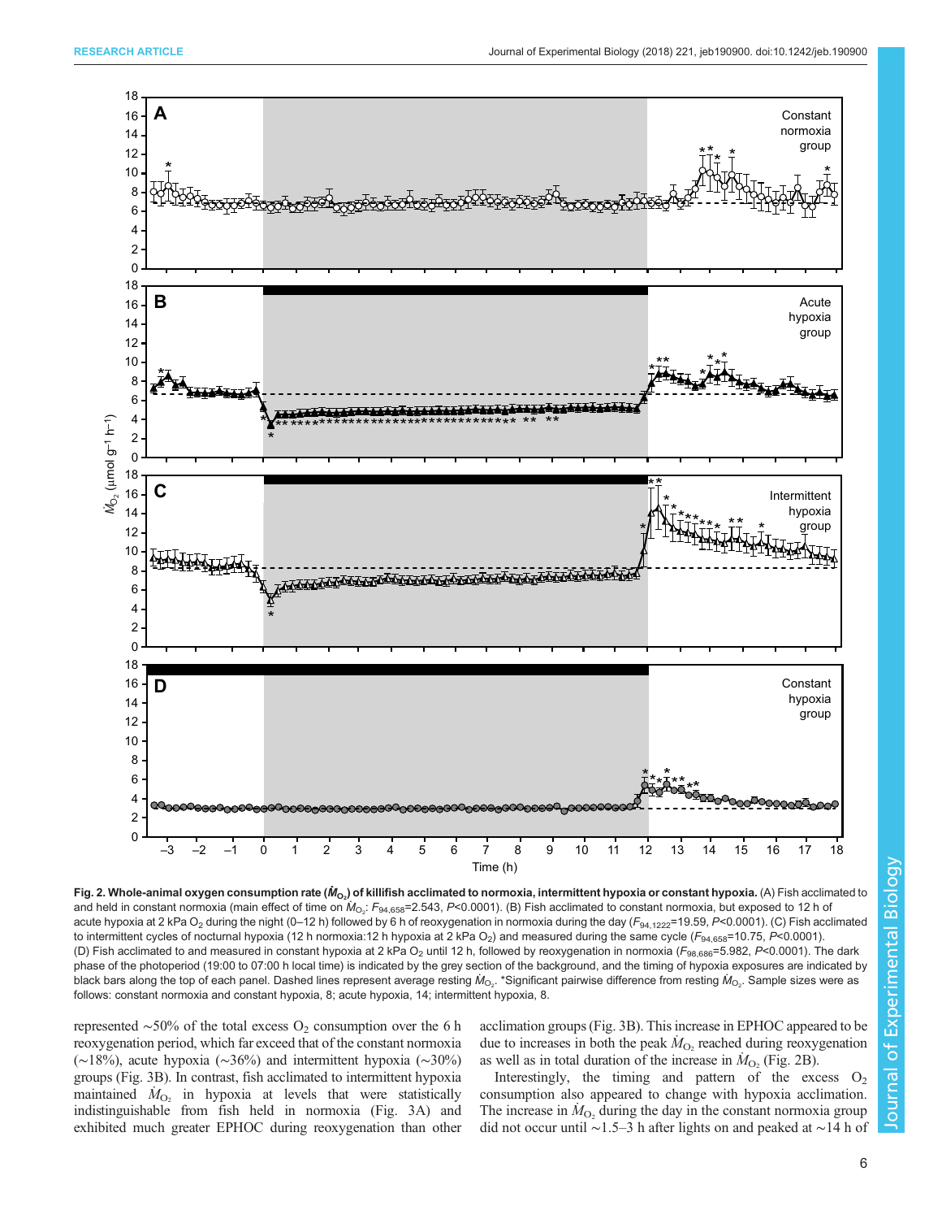**Fig. 2. Whole-animal oxygen consumption rate ($\dot{M}_{O_2}$) of killifish acclimated to normoxia, intermittent hypoxia or constant hypoxia.** (A) Fish acclimated to and held in constant normoxia (main effect of time on $\dot{M}_{O_2}$: $F_{94,658}$=2.543, $P$<0.0001). (B) Fish acclimated to constant normoxia, but exposed to 12 h of acute hypoxia at 2 kPa $O_2$ during the night (0–12 h) followed by 6 h of reoxygenation in normoxia during the day ($F_{94,1222}$=19.59, $P$<0.0001). (C) Fish acclimated to intermittent cycles of nocturnal hypoxia (12 h normoxia:12 h hypoxia at 2 kPa $O_2$) and measured during the same cycle ($F_{94,658}$=10.75, $P$<0.0001). (D) Fish acclimated to and measured in constant hypoxia at 2 kPa $O_2$ until 12 h, followed by reoxygenation in normoxia ($F_{98,686}$=5.982, $P$<0.0001). The dark phase of the photoperiod (19:00 to 07:00 h local time) is indicated by the grey section of the background, and the timing of hypoxia exposures are indicated by black bars along the top of each panel. Dashed lines represent average resting $\dot{M}_{O_2}$. *Significant pairwise difference from resting $\dot{M}_{O_2}$. Sample sizes were as follows: constant normoxia and constant hypoxia, 8; acute hypoxia, 14; intermittent hypoxia, 8.

represented ~50% of the total excess $O_2$ consumption over the 6 h reoxygenation period, which far exceed that of the constant normoxia (~18%), acute hypoxia (~36%) and intermittent hypoxia (~30%) groups (Fig. 3B). In contrast, fish acclimated to intermittent hypoxia maintained $\dot{M}_{O_2}$ in hypoxia at levels that were statistically indistinguishable from fish held in normoxia (Fig. 3A) and exhibited much greater EPHOC during reoxygenation than other acclimation groups (Fig. 3B). This increase in EPHOC appeared to be due to increases in both the peak $\dot{M}_{O_2}$ reached during reoxygenation as well as in total duration of the increase in $\dot{M}_{O_2}$ (Fig. 2B).

Interestingly, the timing and pattern of the excess $O_2$ consumption also appeared to change with hypoxia acclimation. The increase in $\dot{M}_{O_2}$ during the day in the constant normoxia group did not occur until ~1.5–3 h after lights on and peaked at ~14 h of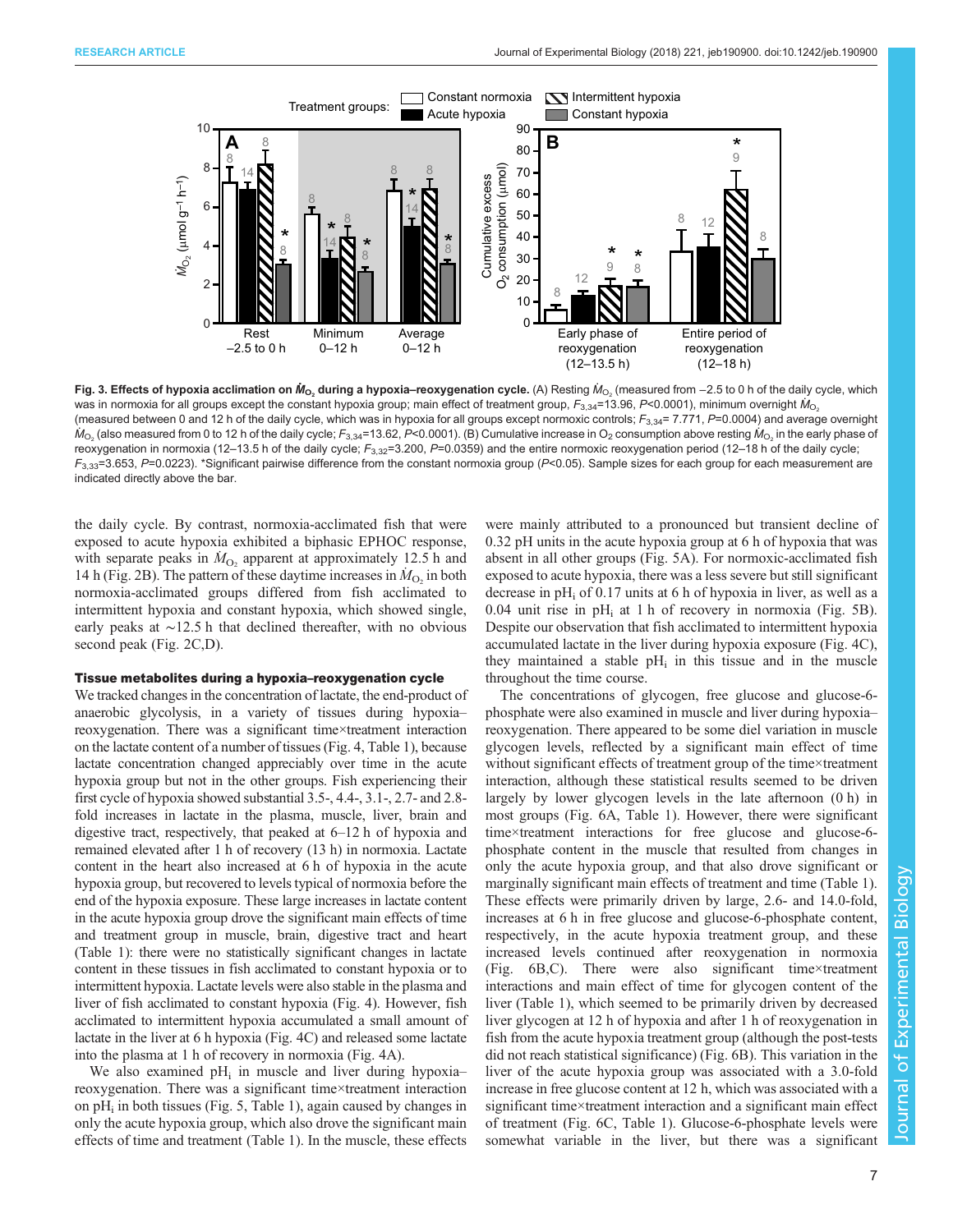**Fig. 3. Effects of hypoxia acclimation on $\dot{M}_{O_2}$ during a hypoxia–reoxygenation cycle.** (A) Resting $\dot{M}_{O_2}$ (measured from −2.5 to 0 h of the daily cycle, which was in normoxia for all groups except the constant hypoxia group; main effect of treatment group, $F_{3,34}$=13.96, $P$<0.0001), minimum overnight $\dot{M}_{O_2}$ (measured between 0 and 12 h of the daily cycle, which was in hypoxia for all groups except normoxic controls; $F_{3,34}$= 7.771, $P$=0.0004) and average overnight $\dot{M}_{O_2}$ (also measured from 0 to 12 h of the daily cycle; $F_{3,34}$=13.62, $P$<0.0001). (B) Cumulative increase in $O_2$ consumption above resting $\dot{M}_{O_2}$ in the early phase of reoxygenation in normoxia (12–13.5 h of the daily cycle; $F_{3,32}$=3.200, $P$=0.0359) and the entire normoxic reoxygenation period (12–18 h of the daily cycle; $F_{3,33}$=3.653, $P$=0.0223). *Significant pairwise difference from the constant normoxia group ($P$<0.05). Sample sizes for each group for each measurement are indicated directly above the bar.

the daily cycle. By contrast, normoxia-acclimated fish that were exposed to acute hypoxia exhibited a biphasic EPHOC response, with separate peaks in $\dot{M}_{O_2}$ apparent at approximately 12.5 h and 14 h (Fig. 2B). The pattern of these daytime increases in $\dot{M}_{O_2}$ in both normoxia-acclimated groups differed from fish acclimated to intermittent hypoxia and constant hypoxia, which showed single, early peaks at ∼12.5 h that declined thereafter, with no obvious second peak (Fig. 2C,D).

### Tissue metabolites during a hypoxia–reoxygenation cycle

We tracked changes in the concentration of lactate, the end-product of anaerobic glycolysis, in a variety of tissues during hypoxia–reoxygenation. There was a significant time×treatment interaction on the lactate content of a number of tissues (Fig. 4, Table 1), because lactate concentration changed appreciably over time in the acute hypoxia group but not in the other groups. Fish experiencing their first cycle of hypoxia showed substantial 3.5-, 4.4-, 3.1-, 2.7- and 2.8-fold increases in lactate in the plasma, muscle, liver, brain and digestive tract, respectively, that peaked at 6–12 h of hypoxia and remained elevated after 1 h of recovery (13 h) in normoxia. Lactate content in the heart also increased at 6 h of hypoxia in the acute hypoxia group, but recovered to levels typical of normoxia before the end of the hypoxia exposure. These large increases in lactate content in the acute hypoxia group drove the significant main effects of time and treatment group in muscle, brain, digestive tract and heart (Table 1): there were no statistically significant changes in lactate content in these tissues in fish acclimated to constant hypoxia or to intermittent hypoxia. Lactate levels were also stable in the plasma and liver of fish acclimated to constant hypoxia (Fig. 4). However, fish acclimated to intermittent hypoxia accumulated a small amount of lactate in the liver at 6 h hypoxia (Fig. 4C) and released some lactate into the plasma at 1 h of recovery in normoxia (Fig. 4A).

We also examined $pH_i$ in muscle and liver during hypoxia–reoxygenation. There was a significant time×treatment interaction on $pH_i$ in both tissues (Fig. 5, Table 1), again caused by changes in only the acute hypoxia group, which also drove the significant main effects of time and treatment (Table 1). In the muscle, these effects were mainly attributed to a pronounced but transient decline of 0.32 pH units in the acute hypoxia group at 6 h of hypoxia that was absent in all other groups (Fig. 5A). For normoxic-acclimated fish exposed to acute hypoxia, there was a less severe but still significant decrease in $pH_i$ of 0.17 units at 6 h of hypoxia in liver, as well as a 0.04 unit rise in $pH_i$ at 1 h of recovery in normoxia (Fig. 5B). Despite our observation that fish acclimated to intermittent hypoxia accumulated lactate in the liver during hypoxia exposure (Fig. 4C), they maintained a stable $pH_i$ in this tissue and in the muscle throughout the time course.

The concentrations of glycogen, free glucose and glucose-6-phosphate were also examined in muscle and liver during hypoxia–reoxygenation. There appeared to be some diel variation in muscle glycogen levels, reflected by a significant main effect of time without significant effects of treatment group of the time×treatment interaction, although these statistical results seemed to be driven largely by lower glycogen levels in the late afternoon (0 h) in most groups (Fig. 6A, Table 1). However, there were significant time×treatment interactions for free glucose and glucose-6-phosphate content in the muscle that resulted from changes in only the acute hypoxia group, and that also drove significant or marginally significant main effects of treatment and time (Table 1). These effects were primarily driven by large, 2.6- and 14.0-fold, increases at 6 h in free glucose and glucose-6-phosphate content, respectively, in the acute hypoxia treatment group, and these increased levels continued after reoxygenation in normoxia (Fig. 6B,C). There were also significant time×treatment interactions and main effect of time for glycogen content of the liver (Table 1), which seemed to be primarily driven by decreased liver glycogen at 12 h of hypoxia and after 1 h of reoxygenation in fish from the acute hypoxia treatment group (although the post-tests did not reach statistical significance) (Fig. 6B). This variation in the liver of the acute hypoxia group was associated with a 3.0-fold increase in free glucose content at 12 h, which was associated with a significant time×treatment interaction and a significant main effect of treatment (Fig. 6C, Table 1). Glucose-6-phosphate levels were somewhat variable in the liver, but there was a significant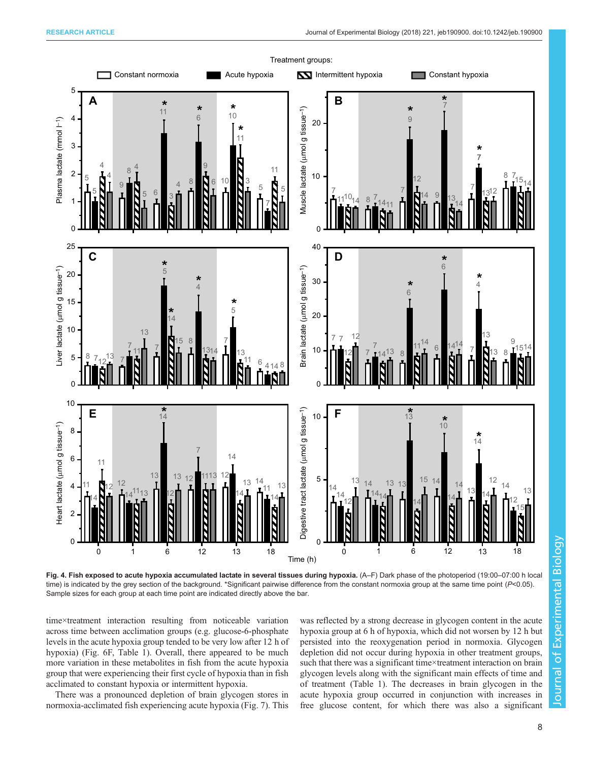Fig. 4. Fish exposed to acute hypoxia accumulated lactate in several tissues during hypoxia. (A–F) Dark phase of the photoperiod (19:00–07:00 h local time) is indicated by the grey section of the background. *Significant pairwise difference from the constant normoxia group at the same time point ($P$<0.05). Sample sizes for each group at each time point are indicated directly above the bar.

time×treatment interaction resulting from noticeable variation across time between acclimation groups (e.g. glucose-6-phosphate levels in the acute hypoxia group tended to be very low after 12 h of hypoxia) (Fig. 6F, Table 1). Overall, there appeared to be much more variation in these metabolites in fish from the acute hypoxia group that were experiencing their first cycle of hypoxia than in fish acclimated to constant hypoxia or intermittent hypoxia.

There was a pronounced depletion of brain glycogen stores in normoxia-acclimated fish experiencing acute hypoxia (Fig. 7). This was reflected by a strong decrease in glycogen content in the acute hypoxia group at 6 h of hypoxia, which did not worsen by 12 h but persisted into the reoxygenation period in normoxia. Glycogen depletion did not occur during hypoxia in other treatment groups, such that there was a significant time×treatment interaction on brain glycogen levels along with the significant main effects of time and of treatment (Table 1). The decreases in brain glycogen in the acute hypoxia group occurred in conjunction with increases in free glucose content, for which there was also a significant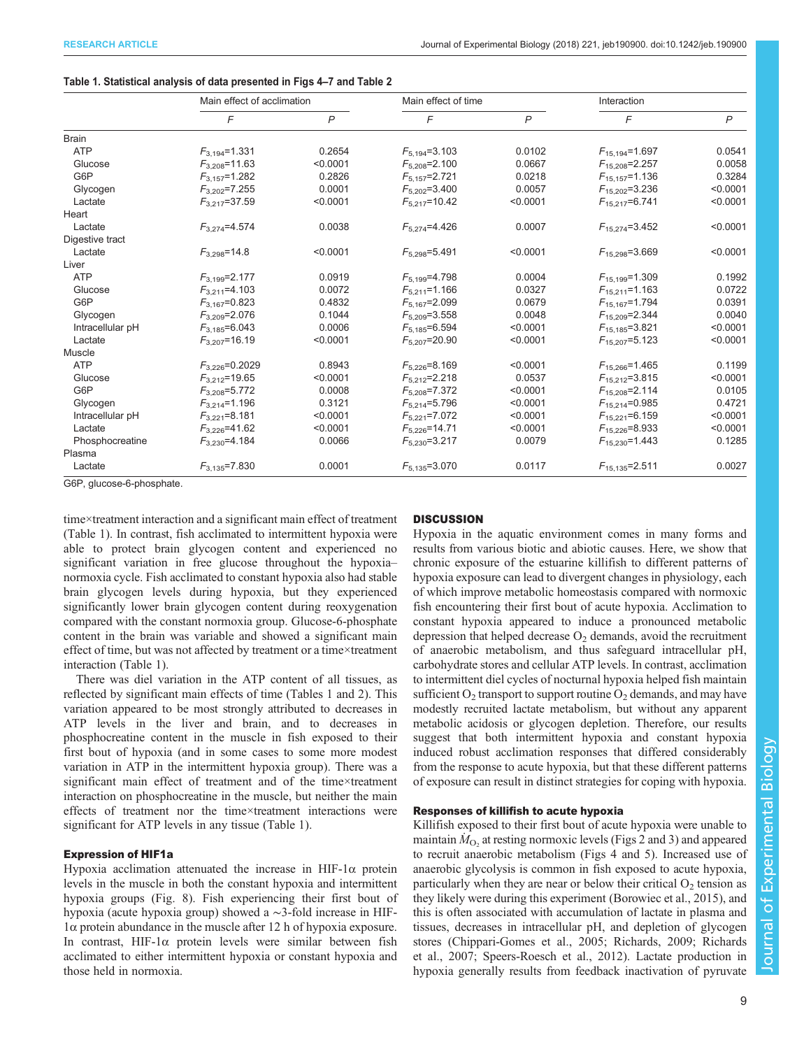**Table 1. Statistical analysis of data presented in Figs 4–7 and Table 2**

| | Main effect of acclimation | | Main effect of time | | Interaction | |
|---|---|---|---|---|---|---|
| | $F$ | $P$ | $F$ | $P$ | $F$ | $P$ |
| Brain | | | | | | |
| ATP | $F_{3,194}$=1.331 | 0.2654 | $F_{5,194}$=3.103 | 0.0102 | $F_{15,194}$=1.697 | 0.0541 |
| Glucose | $F_{3,208}$=11.63 | <0.0001 | $F_{5,208}$=2.100 | 0.0667 | $F_{15,208}$=2.257 | 0.0058 |
| G6P | $F_{3,157}$=1.282 | 0.2826 | $F_{5,157}$=2.721 | 0.0218 | $F_{15,157}$=1.136 | 0.3284 |
| Glycogen | $F_{3,202}$=7.255 | 0.0001 | $F_{5,202}$=3.400 | 0.0057 | $F_{15,202}$=3.236 | <0.0001 |
| Lactate | $F_{3,217}$=37.59 | <0.0001 | $F_{5,217}$=10.42 | <0.0001 | $F_{15,217}$=6.741 | <0.0001 |
| Heart | | | | | | |
| Lactate | $F_{3,274}$=4.574 | 0.0038 | $F_{5,274}$=4.426 | 0.0007 | $F_{15,274}$=3.452 | <0.0001 |
| Digestive tract | | | | | | |
| Lactate | $F_{3,298}$=14.8 | <0.0001 | $F_{5,298}$=5.491 | <0.0001 | $F_{15,298}$=3.669 | <0.0001 |
| Liver | | | | | | |
| ATP | $F_{3,199}$=2.177 | 0.0919 | $F_{5,199}$=4.798 | 0.0004 | $F_{15,199}$=1.309 | 0.1992 |
| Glucose | $F_{3,211}$=4.103 | 0.0072 | $F_{5,211}$=1.166 | 0.0327 | $F_{15,211}$=1.163 | 0.0722 |
| G6P | $F_{3,167}$=0.823 | 0.4832 | $F_{5,167}$=2.099 | 0.0679 | $F_{15,167}$=1.794 | 0.0391 |
| Glycogen | $F_{3,209}$=2.076 | 0.1044 | $F_{5,209}$=3.558 | 0.0048 | $F_{15,209}$=2.344 | 0.0040 |
| Intracellular pH | $F_{3,185}$=6.043 | 0.0006 | $F_{5,185}$=6.594 | <0.0001 | $F_{15,185}$=3.821 | <0.0001 |
| Lactate | $F_{3,207}$=16.19 | <0.0001 | $F_{5,207}$=20.90 | <0.0001 | $F_{15,207}$=5.123 | <0.0001 |
| Muscle | | | | | | |
| ATP | $F_{3,226}$=0.2029 | 0.8943 | $F_{5,226}$=8.169 | <0.0001 | $F_{15,266}$=1.465 | 0.1199 |
| Glucose | $F_{3,212}$=19.65 | <0.0001 | $F_{5,212}$=2.218 | 0.0537 | $F_{15,212}$=3.815 | <0.0001 |
| G6P | $F_{3,208}$=5.772 | 0.0008 | $F_{5,208}$=7.372 | <0.0001 | $F_{15,208}$=2.114 | 0.0105 |
| Glycogen | $F_{3,214}$=1.196 | 0.3121 | $F_{5,214}$=5.796 | <0.0001 | $F_{15,214}$=0.985 | 0.4721 |
| Intracellular pH | $F_{3,221}$=8.181 | <0.0001 | $F_{5,221}$=7.072 | <0.0001 | $F_{15,221}$=6.159 | <0.0001 |
| Lactate | $F_{3,226}$=41.62 | <0.0001 | $F_{5,226}$=14.71 | <0.0001 | $F_{15,226}$=8.933 | <0.0001 |
| Phosphocreatine | $F_{3,230}$=4.184 | 0.0066 | $F_{5,230}$=3.217 | 0.0079 | $F_{15,230}$=1.443 | 0.1285 |
| Plasma | | | | | | |
| Lactate | $F_{3,135}$=7.830 | 0.0001 | $F_{5,135}$=3.070 | 0.0117 | $F_{15,135}$=2.511 | 0.0027 |

G6P, glucose-6-phosphate.

time×treatment interaction and a significant main effect of treatment (Table 1). In contrast, fish acclimated to intermittent hypoxia were able to protect brain glycogen content and experienced no significant variation in free glucose throughout the hypoxia–normoxia cycle. Fish acclimated to constant hypoxia also had stable brain glycogen levels during hypoxia, but they experienced significantly lower brain glycogen content during reoxygenation compared with the constant normoxia group. Glucose-6-phosphate content in the brain was variable and showed a significant main effect of time, but was not affected by treatment or a time×treatment interaction (Table 1).

There was diel variation in the ATP content of all tissues, as reflected by significant main effects of time (Tables 1 and 2). This variation appeared to be most strongly attributed to decreases in ATP levels in the liver and brain, and to decreases in phosphocreatine content in the muscle in fish exposed to their first bout of hypoxia (and in some cases to some more modest variation in ATP in the intermittent hypoxia group). There was a significant main effect of treatment and of the time×treatment interaction on phosphocreatine in the muscle, but neither the main effects of treatment nor the time×treatment interactions were significant for ATP levels in any tissue (Table 1).

### Expression of HIF1a

Hypoxia acclimation attenuated the increase in HIF-1α protein levels in the muscle in both the constant hypoxia and intermittent hypoxia groups (Fig. 8). Fish experiencing their first bout of hypoxia (acute hypoxia group) showed a ~3-fold increase in HIF-1α protein abundance in the muscle after 12 h of hypoxia exposure. In contrast, HIF-1α protein levels were similar between fish acclimated to either intermittent hypoxia or constant hypoxia and those held in normoxia.

## DISCUSSION

Hypoxia in the aquatic environment comes in many forms and results from various biotic and abiotic causes. Here, we show that chronic exposure of the estuarine killifish to different patterns of hypoxia exposure can lead to divergent changes in physiology, each of which improve metabolic homeostasis compared with normoxic fish encountering their first bout of acute hypoxia. Acclimation to constant hypoxia appeared to induce a pronounced metabolic depression that helped decrease $O_2$ demands, avoid the recruitment of anaerobic metabolism, and thus safeguard intracellular pH, carbohydrate stores and cellular ATP levels. In contrast, acclimation to intermittent diel cycles of nocturnal hypoxia helped fish maintain sufficient $O_2$ transport to support routine $O_2$ demands, and may have modestly recruited lactate metabolism, but without any apparent metabolic acidosis or glycogen depletion. Therefore, our results suggest that both intermittent hypoxia and constant hypoxia induced robust acclimation responses that differed considerably from the response to acute hypoxia, but that these different patterns of exposure can result in distinct strategies for coping with hypoxia.

### Responses of killifish to acute hypoxia

Killifish exposed to their first bout of acute hypoxia were unable to maintain $\dot{M}_{O_2}$ at resting normoxic levels (Figs 2 and 3) and appeared to recruit anaerobic metabolism (Figs 4 and 5). Increased use of anaerobic glycolysis is common in fish exposed to acute hypoxia, particularly when they are near or below their critical $O_2$ tension as they likely were during this experiment (Borowiec et al., 2015), and this is often associated with accumulation of lactate in plasma and tissues, decreases in intracellular pH, and depletion of glycogen stores (Chippari-Gomes et al., 2005; Richards, 2009; Richards et al., 2007; Speers-Roesch et al., 2012). Lactate production in hypoxia generally results from feedback inactivation of pyruvate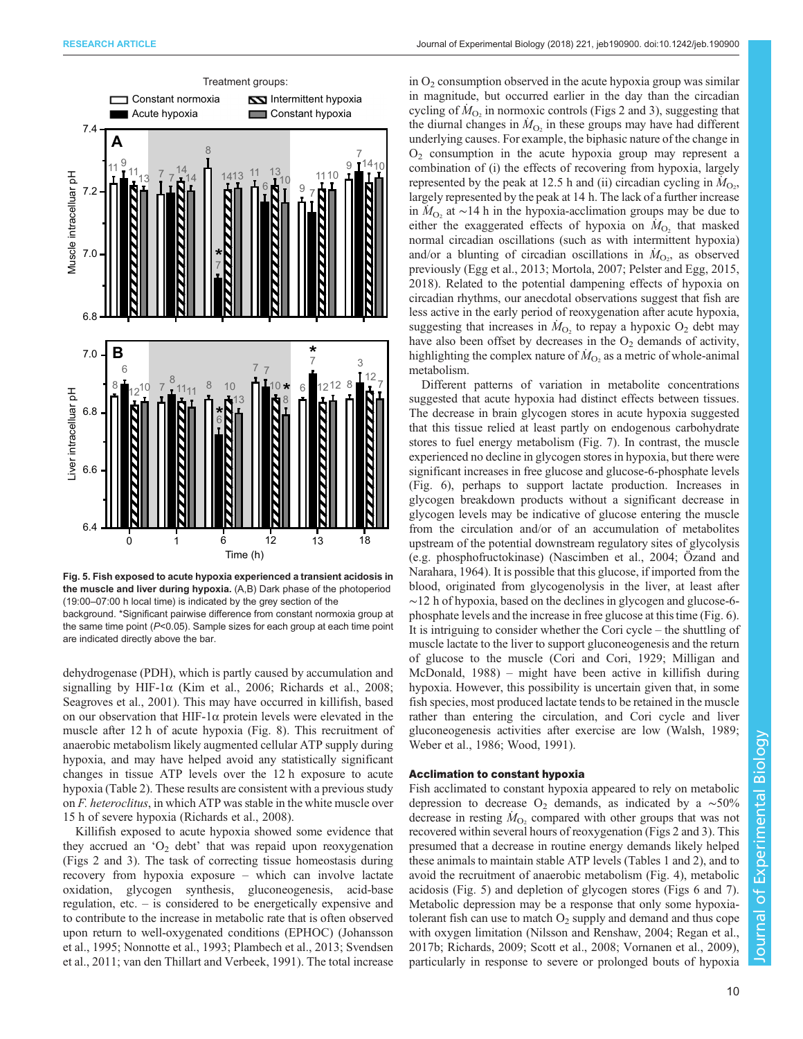Fig. 5. Fish exposed to acute hypoxia experienced a transient acidosis in the muscle and liver during hypoxia. (A,B) Dark phase of the photoperiod (19:00–07:00 h local time) is indicated by the grey section of the background. *Significant pairwise difference from constant normoxia group at the same time point ($P$<0.05). Sample sizes for each group at each time point are indicated directly above the bar.

dehydrogenase (PDH), which is partly caused by accumulation and signalling by HIF-1α (Kim et al., 2006; Richards et al., 2008; Seagroves et al., 2001). This may have occurred in killifish, based on our observation that HIF-1α protein levels were elevated in the muscle after 12 h of acute hypoxia (Fig. 8). This recruitment of anaerobic metabolism likely augmented cellular ATP supply during hypoxia, and may have helped avoid any statistically significant changes in tissue ATP levels over the 12 h exposure to acute hypoxia (Table 2). These results are consistent with a previous study on *F. heteroclitus*, in which ATP was stable in the white muscle over 15 h of severe hypoxia (Richards et al., 2008).

Killifish exposed to acute hypoxia showed some evidence that they accrued an '$O_2$ debt' that was repaid upon reoxygenation (Figs 2 and 3). The task of correcting tissue homeostasis during recovery from hypoxia exposure – which can involve lactate oxidation, glycogen synthesis, gluconeogenesis, acid-base regulation, etc. – is considered to be energetically expensive and to contribute to the increase in metabolic rate that is often observed upon return to well-oxygenated conditions (EPHOC) (Johansson et al., 1995; Nonnotte et al., 1993; Plambech et al., 2013; Svendsen et al., 2011; van den Thillart and Verbeek, 1991). The total increase in $O_2$ consumption observed in the acute hypoxia group was similar in magnitude, but occurred earlier in the day than the circadian cycling of $\dot{M}_{O_2}$ in normoxic controls (Figs 2 and 3), suggesting that the diurnal changes in $\dot{M}_{O_2}$ in these groups may have had different underlying causes. For example, the biphasic nature of the change in $O_2$ consumption in the acute hypoxia group may represent a combination of (i) the effects of recovering from hypoxia, largely represented by the peak at 12.5 h and (ii) circadian cycling in $\dot{M}_{O_2}$, largely represented by the peak at 14 h. The lack of a further increase in $\dot{M}_{O_2}$ at ∼14 h in the hypoxia-acclimation groups may be due to either the exaggerated effects of hypoxia on $\dot{M}_{O_2}$ that masked normal circadian oscillations (such as with intermittent hypoxia) and/or a blunting of circadian oscillations in $\dot{M}_{O_2}$, as observed previously (Egg et al., 2013; Mortola, 2007; Pelster and Egg, 2015, 2018). Related to the potential dampening effects of hypoxia on circadian rhythms, our anecdotal observations suggest that fish are less active in the early period of reoxygenation after acute hypoxia, suggesting that increases in $\dot{M}_{O_2}$ to repay a hypoxic $O_2$ debt may have also been offset by decreases in the $O_2$ demands of activity, highlighting the complex nature of $\dot{M}_{O_2}$ as a metric of whole-animal metabolism.

Different patterns of variation in metabolite concentrations suggested that acute hypoxia had distinct effects between tissues. The decrease in brain glycogen stores in acute hypoxia suggested that this tissue relied at least partly on endogenous carbohydrate stores to fuel energy metabolism (Fig. 7). In contrast, the muscle experienced no decline in glycogen stores in hypoxia, but there were significant increases in free glucose and glucose-6-phosphate levels (Fig. 6), perhaps to support lactate production. Increases in glycogen breakdown products without a significant decrease in glycogen levels may be indicative of glucose entering the muscle from the circulation and/or of an accumulation of metabolites upstream of the potential downstream regulatory sites of glycolysis (e.g. phosphofructokinase) (Nascimben et al., 2004; Özand and Narahara, 1964). It is possible that this glucose, if imported from the blood, originated from glycogenolysis in the liver, at least after ∼12 h of hypoxia, based on the declines in glycogen and glucose-6-phosphate levels and the increase in free glucose at this time (Fig. 6). It is intriguing to consider whether the Cori cycle – the shuttling of muscle lactate to the liver to support gluconeogenesis and the return of glucose to the muscle (Cori and Cori, 1929; Milligan and McDonald, 1988) – might have been active in killifish during hypoxia. However, this possibility is uncertain given that, in some fish species, most produced lactate tends to be retained in the muscle rather than entering the circulation, and Cori cycle and liver gluconeogenesis activities after exercise are low (Walsh, 1989; Weber et al., 1986; Wood, 1991).

### Acclimation to constant hypoxia

Fish acclimated to constant hypoxia appeared to rely on metabolic depression to decrease $O_2$ demands, as indicated by a ∼50% decrease in resting $\dot{M}_{O_2}$ compared with other groups that was not recovered within several hours of reoxygenation (Figs 2 and 3). This presumed that a decrease in routine energy demands likely helped these animals to maintain stable ATP levels (Tables 1 and 2), and to avoid the recruitment of anaerobic metabolism (Fig. 4), metabolic acidosis (Fig. 5) and depletion of glycogen stores (Figs 6 and 7). Metabolic depression may be a response that only some hypoxia-tolerant fish can use to match $O_2$ supply and demand and thus cope with oxygen limitation (Nilsson and Renshaw, 2004; Regan et al., 2017b; Richards, 2009; Scott et al., 2008; Vornanen et al., 2009), particularly in response to severe or prolonged bouts of hypoxia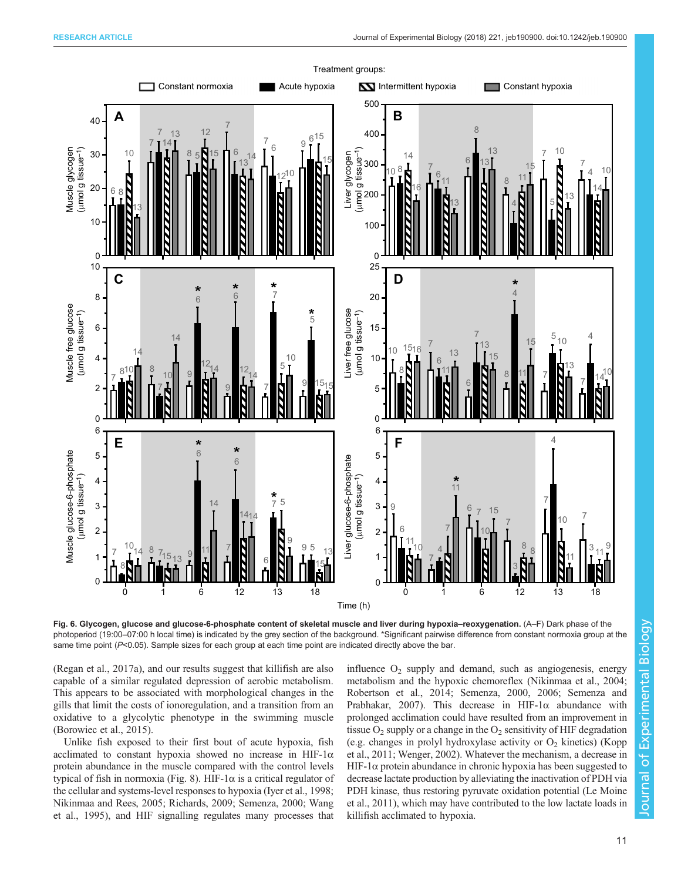**Fig. 6. Glycogen, glucose and glucose-6-phosphate content of skeletal muscle and liver during hypoxia–reoxygenation.** (A–F) Dark phase of the photoperiod (19:00–07:00 h local time) is indicated by the grey section of the background. *Significant pairwise difference from constant normoxia group at the same time point ($P$<0.05). Sample sizes for each group at each time point are indicated directly above the bar.

(Regan et al., 2017a), and our results suggest that killifish are also capable of a similar regulated depression of aerobic metabolism. This appears to be associated with morphological changes in the gills that limit the costs of ionoregulation, and a transition from an oxidative to a glycolytic phenotype in the swimming muscle (Borowiec et al., 2015).

Unlike fish exposed to their first bout of acute hypoxia, fish acclimated to constant hypoxia showed no increase in HIF-1α protein abundance in the muscle compared with the control levels typical of fish in normoxia (Fig. 8). HIF-1α is a critical regulator of the cellular and systems-level responses to hypoxia (Iyer et al., 1998; Nikinmaa and Rees, 2005; Richards, 2009; Semenza, 2000; Wang et al., 1995), and HIF signalling regulates many processes that influence $O_2$ supply and demand, such as angiogenesis, energy metabolism and the hypoxic chemoreflex (Nikinmaa et al., 2004; Robertson et al., 2014; Semenza, 2000, 2006; Semenza and Prabhakar, 2007). This decrease in HIF-1α abundance with prolonged acclimation could have resulted from an improvement in tissue $O_2$ supply or a change in the $O_2$ sensitivity of HIF degradation (e.g. changes in prolyl hydroxylase activity or $O_2$ kinetics) (Kopp et al., 2011; Wenger, 2002). Whatever the mechanism, a decrease in HIF-1α protein abundance in chronic hypoxia has been suggested to decrease lactate production by alleviating the inactivation of PDH via PDH kinase, thus restoring pyruvate oxidation potential (Le Moine et al., 2011), which may have contributed to the low lactate loads in killifish acclimated to hypoxia.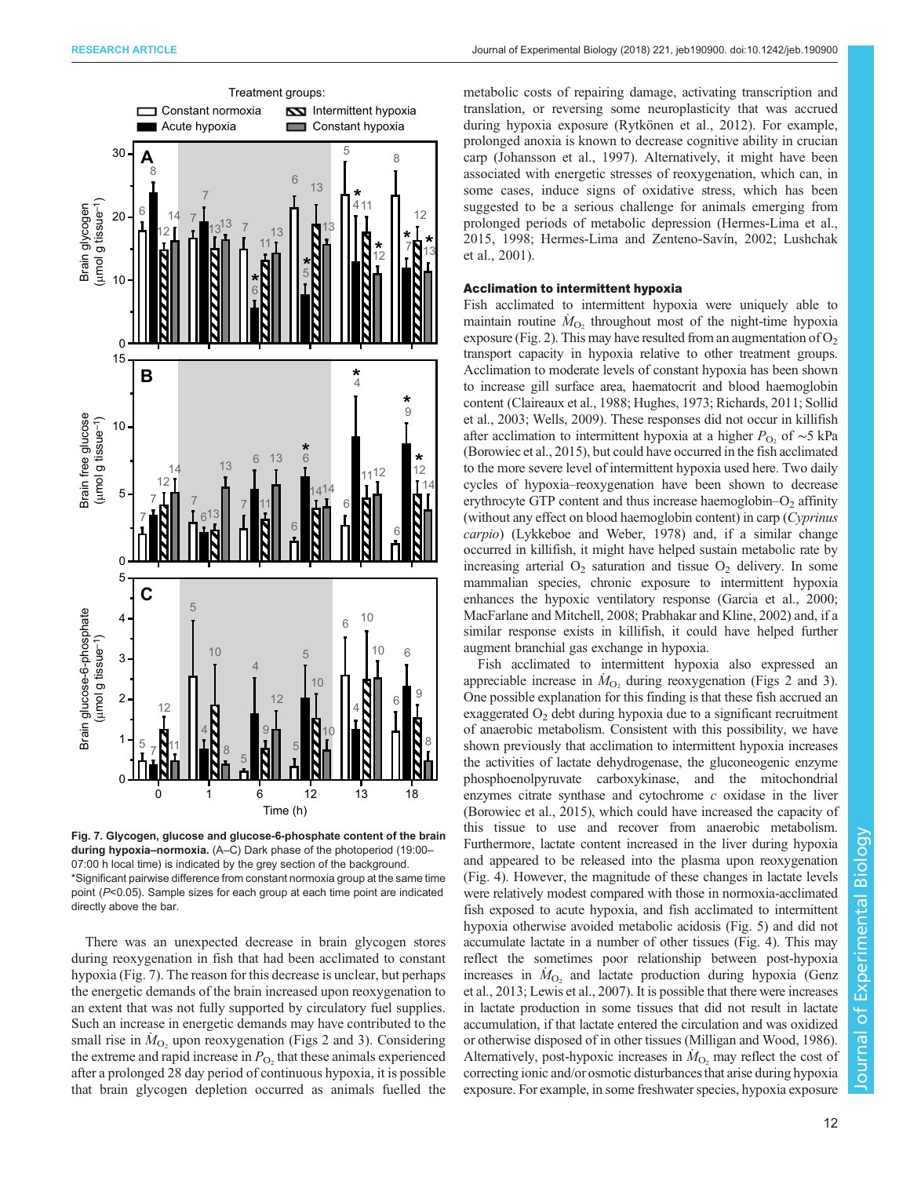Fig. 7. Glycogen, glucose and glucose-6-phosphate content of the brain during hypoxia–normoxia. (A–C) Dark phase of the photoperiod (19:00–07:00 h local time) is indicated by the grey section of the background. *Significant pairwise difference from constant normoxia group at the same time point ($P$<0.05). Sample sizes for each group at each time point are indicated directly above the bar.

There was an unexpected decrease in brain glycogen stores during reoxygenation in fish that had been acclimated to constant hypoxia (Fig. 7). The reason for this decrease is unclear, but perhaps the energetic demands of the brain increased upon reoxygenation to an extent that was not fully supported by circulatory fuel supplies. Such an increase in energetic demands may have contributed to the small rise in $\dot{M}_{O_2}$ upon reoxygenation (Figs 2 and 3). Considering the extreme and rapid increase in $P_{O_2}$ that these animals experienced after a prolonged 28 day period of continuous hypoxia, it is possible that brain glycogen depletion occurred as animals fuelled the metabolic costs of repairing damage, activating transcription and translation, or reversing some neuroplasticity that was accrued during hypoxia exposure (Rytkönen et al., 2012). For example, prolonged anoxia is known to decrease cognitive ability in crucian carp (Johansson et al., 1997). Alternatively, it might have been associated with energetic stresses of reoxygenation, which can, in some cases, induce signs of oxidative stress, which has been suggested to be a serious challenge for animals emerging from prolonged periods of metabolic depression (Hermes-Lima et al., 2015, 1998; Hermes-Lima and Zenteno-Savín, 2002; Lushchak et al., 2001).

### Acclimation to intermittent hypoxia

Fish acclimated to intermittent hypoxia were uniquely able to maintain routine $\dot{M}_{O_2}$ throughout most of the night-time hypoxia exposure (Fig. 2). This may have resulted from an augmentation of $O_2$ transport capacity in hypoxia relative to other treatment groups. Acclimation to moderate levels of constant hypoxia has been shown to increase gill surface area, haematocrit and blood haemoglobin content (Claireaux et al., 1988; Hughes, 1973; Richards, 2011; Sollid et al., 2003; Wells, 2009). These responses did not occur in killifish after acclimation to intermittent hypoxia at a higher $P_{O_2}$ of ~5 kPa (Borowiec et al., 2015), but could have occurred in the fish acclimated to the more severe level of intermittent hypoxia used here. Two daily cycles of hypoxia–reoxygenation have been shown to decrease erythrocyte GTP content and thus increase haemoglobin–$O_2$ affinity (without any effect on blood haemoglobin content) in carp (*Cyprinus carpio*) (Lykkeboe and Weber, 1978) and, if a similar change occurred in killifish, it might have helped sustain metabolic rate by increasing arterial $O_2$ saturation and tissue $O_2$ delivery. In some mammalian species, chronic exposure to intermittent hypoxia enhances the hypoxic ventilatory response (Garcia et al., 2000; MacFarlane and Mitchell, 2008; Prabhakar and Kline, 2002) and, if a similar response exists in killifish, it could have helped further augment branchial gas exchange in hypoxia.

Fish acclimated to intermittent hypoxia also expressed an appreciable increase in $\dot{M}_{O_2}$ during reoxygenation (Figs 2 and 3). One possible explanation for this finding is that these fish accrued an exaggerated $O_2$ debt during hypoxia due to a significant recruitment of anaerobic metabolism. Consistent with this possibility, we have shown previously that acclimation to intermittent hypoxia increases the activities of lactate dehydrogenase, the gluconeogenic enzyme phosphoenolpyruvate carboxykinase, and the mitochondrial enzymes citrate synthase and cytochrome *c* oxidase in the liver (Borowiec et al., 2015), which could have increased the capacity of this tissue to use and recover from anaerobic metabolism. Furthermore, lactate content increased in the liver during hypoxia and appeared to be released into the plasma upon reoxygenation (Fig. 4). However, the magnitude of these changes in lactate levels were relatively modest compared with those in normoxia-acclimated fish exposed to acute hypoxia, and fish acclimated to intermittent hypoxia otherwise avoided metabolic acidosis (Fig. 5) and did not accumulate lactate in a number of other tissues (Fig. 4). This may reflect the sometimes poor relationship between post-hypoxia increases in $\dot{M}_{O_2}$ and lactate production during hypoxia (Genz et al., 2013; Lewis et al., 2007). It is possible that there were increases in lactate production in some tissues that did not result in lactate accumulation, if that lactate entered the circulation and was oxidized or otherwise disposed of in other tissues (Milligan and Wood, 1986). Alternatively, post-hypoxic increases in $\dot{M}_{O_2}$ may reflect the cost of correcting ionic and/or osmotic disturbances that arise during hypoxia exposure. For example, in some freshwater species, hypoxia exposure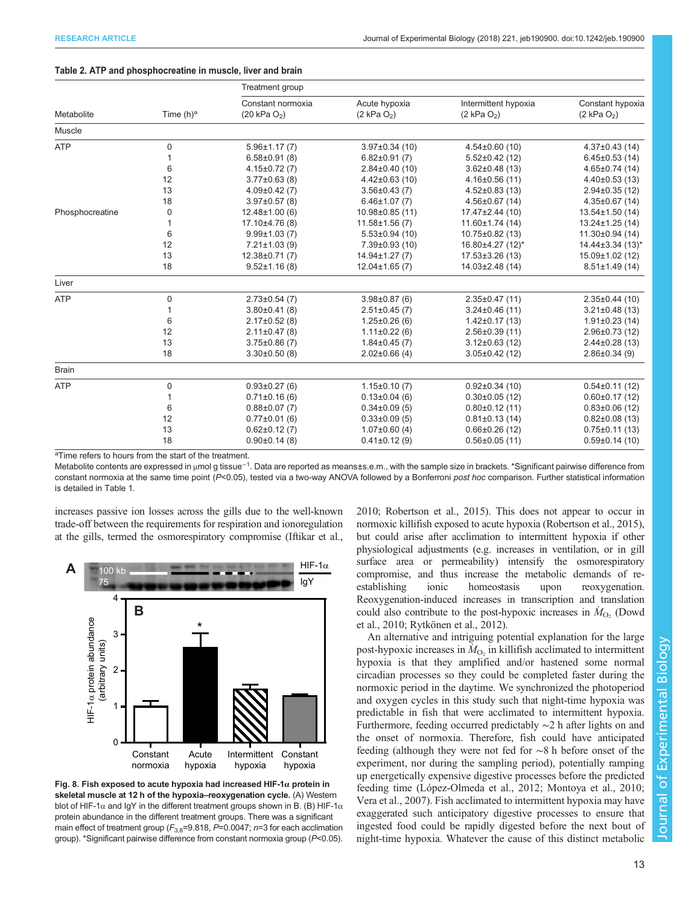**Table 2. ATP and phosphocreatine in muscle, liver and brain**

| Metabolite | Time (h)[a] | Constant normoxia (20 kPa $O_2$) | Acute hypoxia (2 kPa $O_2$) | Intermittent hypoxia (2 kPa $O_2$) | Constant hypoxia (2 kPa $O_2$) |
|---|---|---|---|---|---|
| Muscle | | | | | |
| ATP | 0 | 5.96±1.17 (7) | 3.97±0.34 (10) | 4.54±0.60 (10) | 4.37±0.43 (14) |
| | 1 | 6.58±0.91 (8) | 6.82±0.91 (7) | 5.52±0.42 (12) | 6.45±0.53 (14) |
| | 6 | 4.15±0.72 (7) | 2.84±0.40 (10) | 3.62±0.48 (13) | 4.65±0.74 (14) |
| | 12 | 3.77±0.63 (8) | 4.42±0.63 (10) | 4.16±0.56 (11) | 4.40±0.53 (13) |
| | 13 | 4.09±0.42 (7) | 3.56±0.43 (7) | 4.52±0.83 (13) | 2.94±0.35 (12) |
| | 18 | 3.97±0.57 (8) | 6.46±1.07 (7) | 4.56±0.67 (14) | 4.35±0.67 (14) |
| Phosphocreatine | 0 | 12.48±1.00 (6) | 10.98±0.85 (11) | 17.47±2.44 (10) | 13.54±1.50 (14) |
| | 1 | 17.10±4.76 (8) | 11.58±1.56 (7) | 11.60±1.74 (14) | 13.24±1.25 (14) |
| | 6 | 9.99±1.03 (7) | 5.53±0.94 (10) | 10.75±0.82 (13) | 11.30±0.94 (14) |
| | 12 | 7.21±1.03 (9) | 7.39±0.93 (10) | 16.80±4.27 (12)* | 14.44±3.34 (13)* |
| | 13 | 12.38±0.71 (7) | 14.94±1.27 (7) | 17.53±3.26 (13) | 15.09±1.02 (12) |
| | 18 | 9.52±1.16 (8) | 12.04±1.65 (7) | 14.03±2.48 (14) | 8.51±1.49 (14) |
| Liver | | | | | |
| ATP | 0 | 2.73±0.54 (7) | 3.98±0.87 (6) | 2.35±0.47 (11) | 2.35±0.44 (10) |
| | 1 | 3.80±0.41 (8) | 2.51±0.45 (7) | 3.24±0.46 (11) | 3.21±0.48 (13) |
| | 6 | 2.17±0.52 (8) | 1.25±0.26 (6) | 1.42±0.17 (13) | 1.91±0.23 (14) |
| | 12 | 2.11±0.47 (8) | 1.11±0.22 (6) | 2.56±0.39 (11) | 2.96±0.73 (12) |
| | 13 | 3.75±0.86 (7) | 1.84±0.45 (7) | 3.12±0.63 (12) | 2.44±0.28 (13) |
| | 18 | 3.30±0.50 (8) | 2.02±0.66 (4) | 3.05±0.42 (12) | 2.86±0.34 (9) |
| Brain | | | | | |
| ATP | 0 | 0.93±0.27 (6) | 1.15±0.10 (7) | 0.92±0.34 (10) | 0.54±0.11 (12) |
| | 1 | 0.71±0.16 (6) | 0.13±0.04 (6) | 0.30±0.05 (12) | 0.60±0.17 (12) |
| | 6 | 0.88±0.07 (7) | 0.34±0.09 (5) | 0.80±0.12 (11) | 0.83±0.06 (12) |
| | 12 | 0.77±0.01 (6) | 0.33±0.09 (5) | 0.81±0.13 (14) | 0.82±0.08 (13) |
| | 13 | 0.62±0.12 (7) | 1.07±0.60 (4) | 0.66±0.26 (12) | 0.75±0.11 (13) |
| | 18 | 0.90±0.14 (8) | 0.41±0.12 (9) | 0.56±0.05 (11) | 0.59±0.14 (10) |

[a]Time refers to hours from the start of the treatment.

Metabolite contents are expressed in μmol g tissue$^{-1}$. Data are reported as means±s.e.m., with the sample size in brackets. *Significant pairwise difference from constant normoxia at the same time point ($P$<0.05), tested via a two-way ANOVA followed by a Bonferroni *post hoc* comparison. Further statistical information is detailed in Table 1.

increases passive ion losses across the gills due to the well-known trade-off between the requirements for respiration and ionoregulation at the gills, termed the osmorespiratory compromise (Iftikar et al., 2010; Robertson et al., 2015). This does not appear to occur in normoxic killifish exposed to acute hypoxia (Robertson et al., 2015), but could arise after acclimation to intermittent hypoxia if other physiological adjustments (e.g. increases in ventilation, or in gill surface area or permeability) intensify the osmorespiratory compromise, and thus increase the metabolic demands of re-establishing ionic homeostasis upon reoxygenation. Reoxygenation-induced increases in transcription and translation could also contribute to the post-hypoxic increases in $\dot{M}_{O_2}$ (Dowd et al., 2010; Rytkönen et al., 2012).

An alternative and intriguing potential explanation for the large post-hypoxic increases in $\dot{M}_{O_2}$ in killifish acclimated to intermittent hypoxia is that they amplified and/or hastened some normal circadian processes so they could be completed faster during the normoxic period in the daytime. We synchronized the photoperiod and oxygen cycles in this study such that night-time hypoxia was predictable in fish that were acclimated to intermittent hypoxia. Furthermore, feeding occurred predictably ∼2 h after lights on and the onset of normoxia. Therefore, fish could have anticipated feeding (although they were not fed for ∼8 h before onset of the experiment, nor during the sampling period), potentially ramping up energetically expensive digestive processes before the predicted feeding time (López-Olmeda et al., 2012; Montoya et al., 2010; Vera et al., 2007). Fish acclimated to intermittent hypoxia may have exaggerated such anticipatory digestive processes to ensure that ingested food could be rapidly digested before the next bout of night-time hypoxia. Whatever the cause of this distinct metabolic

**Fig. 8. Fish exposed to acute hypoxia had increased HIF-1α protein in skeletal muscle at 12 h of the hypoxia–reoxygenation cycle.** (A) Western blot of HIF-1α and IgY in the different treatment groups shown in B. (B) HIF-1α protein abundance in the different treatment groups. There was a significant main effect of treatment group ($F_{3,8}$=9.818, $P$=0.0047; $n$=3 for each acclimation group). *Significant pairwise difference from constant normoxia group ($P$<0.05).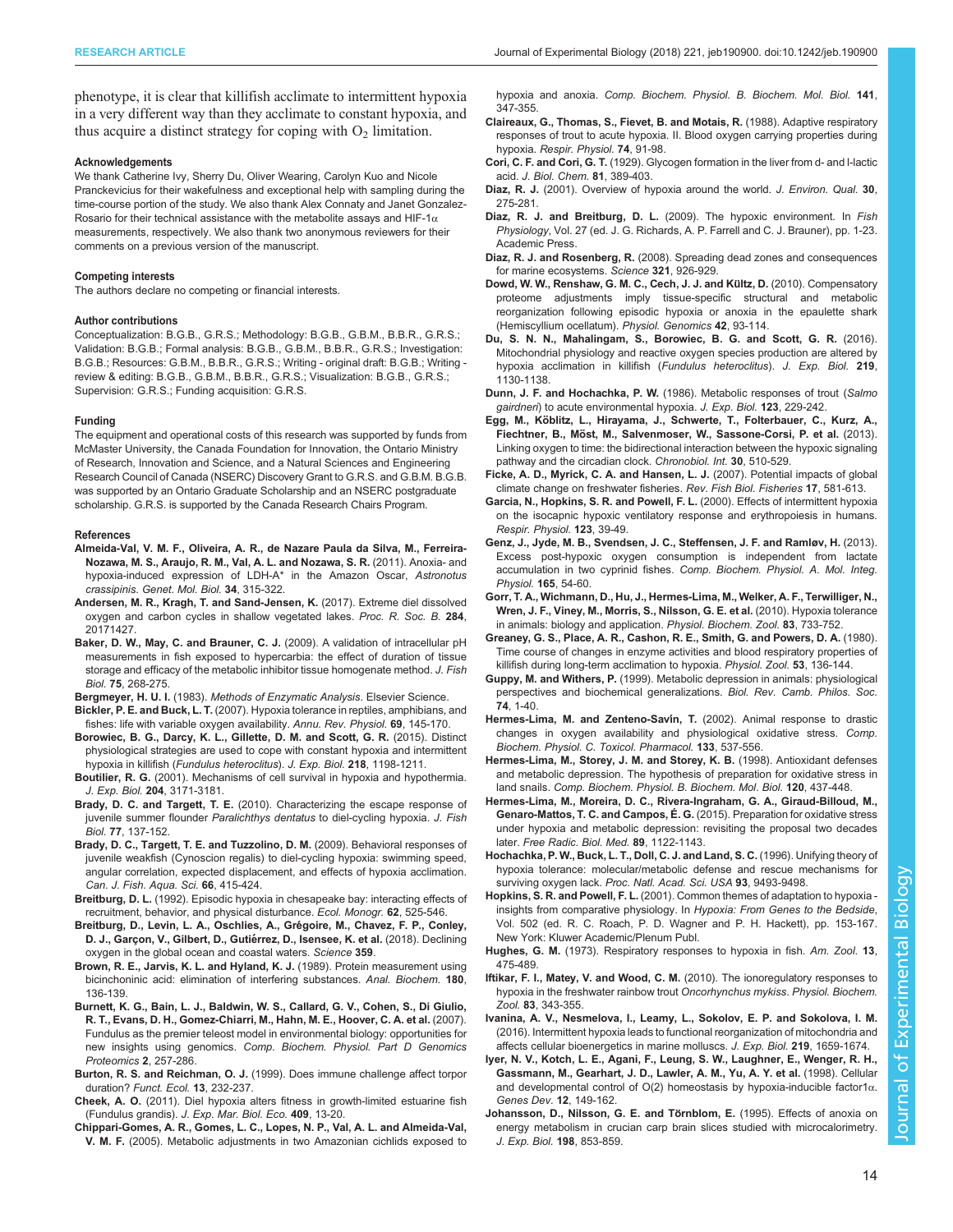phenotype, it is clear that killifish acclimate to intermittent hypoxia in a very different way than they acclimate to constant hypoxia, and thus acquire a distinct strategy for coping with $O_2$ limitation.

#### Acknowledgements

We thank Catherine Ivy, Sherry Du, Oliver Wearing, Carolyn Kuo and Nicole Pranckevicius for their wakefulness and exceptional help with sampling during the time-course portion of the study. We also thank Alex Connaty and Janet Gonzalez-Rosario for their technical assistance with the metabolite assays and HIF-1α measurements, respectively. We also thank two anonymous reviewers for their comments on a previous version of the manuscript.

#### Competing interests

The authors declare no competing or financial interests.

#### Author contributions

Conceptualization: B.G.B., G.R.S.; Methodology: B.G.B., G.B.M., B.B.R., G.R.S.; Validation: B.G.B.; Formal analysis: B.G.B., G.B.M., B.B.R., G.R.S.; Investigation: B.G.B.; Resources: G.B.M., B.B.R., G.R.S.; Writing - original draft: B.G.B.; Writing - review & editing: B.G.B., G.B.M., B.B.R., G.R.S.; Visualization: B.G.B., G.R.S.; Supervision: G.R.S.; Funding acquisition: G.R.S.

#### Funding

The equipment and operational costs of this research was supported by funds from McMaster University, the Canada Foundation for Innovation, the Ontario Ministry of Research, Innovation and Science, and a Natural Sciences and Engineering Research Council of Canada (NSERC) Discovery Grant to G.R.S. and G.B.M. B.G.B. was supported by an Ontario Graduate Scholarship and an NSERC postgraduate scholarship. G.R.S. is supported by the Canada Research Chairs Program.

#### References

**Almeida-Val, V. M. F., Oliveira, A. R., de Nazare Paula da Silva, M., Ferreira-Nozawa, M. S., Araujo, R. M., Val, A. L. and Nozawa, S. R.** (2011). Anoxia- and hypoxia-induced expression of LDH-A* in the Amazon Oscar, *Astronotus crassipinis*. *Genet. Mol. Biol.* **34**, 315-322.

**Andersen, M. R., Kragh, T. and Sand-Jensen, K.** (2017). Extreme diel dissolved oxygen and carbon cycles in shallow vegetated lakes. *Proc. R. Soc. B.* **284**, 20171427.

**Baker, D. W., May, C. and Brauner, C. J.** (2009). A validation of intracellular pH measurements in fish exposed to hypercarbia: the effect of duration of tissue storage and efficacy of the metabolic inhibitor tissue homogenate method. *J. Fish Biol.* **75**, 268-275.

**Bergmeyer, H. U. I.** (1983). *Methods of Enzymatic Analysis*. Elsevier Science.

**Bickler, P. E. and Buck, L. T.** (2007). Hypoxia tolerance in reptiles, amphibians, and fishes: life with variable oxygen availability. *Annu. Rev. Physiol.* **69**, 145-170.

**Borowiec, B. G., Darcy, K. L., Gillette, D. M. and Scott, G. R.** (2015). Distinct physiological strategies are used to cope with constant hypoxia and intermittent hypoxia in killifish (*Fundulus heteroclitus*). *J. Exp. Biol.* **218**, 1198-1211.

**Boutilier, R. G.** (2001). Mechanisms of cell survival in hypoxia and hypothermia. *J. Exp. Biol.* **204**, 3171-3181.

**Brady, D. C. and Targett, T. E.** (2010). Characterizing the escape response of juvenile summer flounder *Paralichthys dentatus* to diel-cycling hypoxia. *J. Fish Biol.* **77**, 137-152.

**Brady, D. C., Targett, T. E. and Tuzzolino, D. M.** (2009). Behavioral responses of juvenile weakfish (Cynoscion regalis) to diel-cycling hypoxia: swimming speed, angular correlation, expected displacement, and effects of hypoxia acclimation. *Can. J. Fish. Aqua. Sci.* **66**, 415-424.

**Breitburg, D. L.** (1992). Episodic hypoxia in chesapeake bay: interacting effects of recruitment, behavior, and physical disturbance. *Ecol. Monogr.* **62**, 525-546.

**Breitburg, D., Levin, L. A., Oschlies, A., Grégoire, M., Chavez, F. P., Conley, D. J., Garçon, V., Gilbert, D., Gutiérrez, D., Isensee, K. et al.** (2018). Declining oxygen in the global ocean and coastal waters. *Science* **359**.

**Brown, R. E., Jarvis, K. L. and Hyland, K. J.** (1989). Protein measurement using bicinchoninic acid: elimination of interfering substances. *Anal. Biochem.* **180**, 136-139.

**Burnett, K. G., Bain, L. J., Baldwin, W. S., Callard, G. V., Cohen, S., Di Giulio, R. T., Evans, D. H., Gomez-Chiarri, M., Hahn, M. E., Hoover, C. A. et al.** (2007). Fundulus as the premier teleost model in environmental biology: opportunities for new insights using genomics. *Comp. Biochem. Physiol. Part D Genomics Proteomics* **2**, 257-286.

**Burton, R. S. and Reichman, O. J.** (1999). Does immune challenge affect torpor duration? *Funct. Ecol.* **13**, 232-237.

**Cheek, A. O.** (2011). Diel hypoxia alters fitness in growth-limited estuarine fish (Fundulus grandis). *J. Exp. Mar. Biol. Eco.* **409**, 13-20.

**Chippari-Gomes, A. R., Gomes, L. C., Lopes, N. P., Val, A. L. and Almeida-Val, V. M. F.** (2005). Metabolic adjustments in two Amazonian cichlids exposed to hypoxia and anoxia. *Comp. Biochem. Physiol. B. Biochem. Mol. Biol.* **141**, 347-355.

**Claireaux, G., Thomas, S., Fievet, B. and Motais, R.** (1988). Adaptive respiratory responses of trout to acute hypoxia. II. Blood oxygen carrying properties during hypoxia. *Respir. Physiol.* **74**, 91-98.

**Cori, C. F. and Cori, G. T.** (1929). Glycogen formation in the liver from d- and l-lactic acid. *J. Biol. Chem.* **81**, 389-403.

**Diaz, R. J.** (2001). Overview of hypoxia around the world. *J. Environ. Qual.* **30**, 275-281.

**Diaz, R. J. and Breitburg, D. L.** (2009). The hypoxic environment. In *Fish Physiology*, Vol. 27 (ed. J. G. Richards, A. P. Farrell and C. J. Brauner), pp. 1-23. Academic Press.

**Diaz, R. J. and Rosenberg, R.** (2008). Spreading dead zones and consequences for marine ecosystems. *Science* **321**, 926-929.

**Dowd, W. W., Renshaw, G. M. C., Cech, J. J. and Kültz, D.** (2010). Compensatory proteome adjustments imply tissue-specific structural and metabolic reorganization following episodic hypoxia or anoxia in the epaulette shark (Hemiscyllium ocellatum). *Physiol. Genomics* **42**, 93-114.

**Du, S. N. N., Mahalingam, S., Borowiec, B. G. and Scott, G. R.** (2016). Mitochondrial physiology and reactive oxygen species production are altered by hypoxia acclimation in killifish (*Fundulus heteroclitus*). *J. Exp. Biol.* **219**, 1130-1138.

**Dunn, J. F. and Hochachka, P. W.** (1986). Metabolic responses of trout (*Salmo gairdneri*) to acute environmental hypoxia. *J. Exp. Biol.* **123**, 229-242.

**Egg, M., Köblitz, L., Hirayama, J., Schwerte, T., Folterbauer, C., Kurz, A., Fiechtner, B., Möst, M., Salvenmoser, W., Sassone-Corsi, P. et al.** (2013). Linking oxygen to time: the bidirectional interaction between the hypoxic signaling pathway and the circadian clock. *Chronobiol. Int.* **30**, 510-529.

**Ficke, A. D., Myrick, C. A. and Hansen, L. J.** (2007). Potential impacts of global climate change on freshwater fisheries. *Rev. Fish Biol. Fisheries* **17**, 581-613.

**Garcia, N., Hopkins, S. R. and Powell, F. L.** (2000). Effects of intermittent hypoxia on the isocapnic hypoxic ventilatory response and erythropoiesis in humans. *Respir. Physiol.* **123**, 39-49.

**Genz, J., Jyde, M. B., Svendsen, J. C., Steffensen, J. F. and Ramløv, H.** (2013). Excess post-hypoxic oxygen consumption is independent from lactate accumulation in two cyprinid fishes. *Comp. Biochem. Physiol. A. Mol. Integ. Physiol.* **165**, 54-60.

**Gorr, T. A., Wichmann, D., Hu, J., Hermes-Lima, M., Welker, A. F., Terwilliger, N., Wren, J. F., Viney, M., Morris, S., Nilsson, G. E. et al.** (2010). Hypoxia tolerance in animals: biology and application. *Physiol. Biochem. Zool.* **83**, 733-752.

**Greaney, G. S., Place, A. R., Cashon, R. E., Smith, G. and Powers, D. A.** (1980). Time course of changes in enzyme activities and blood respiratory properties of killifish during long-term acclimation to hypoxia. *Physiol. Zool.* **53**, 136-144.

**Guppy, M. and Withers, P.** (1999). Metabolic depression in animals: physiological perspectives and biochemical generalizations. *Biol. Rev. Camb. Philos. Soc.* **74**, 1-40.

**Hermes-Lima, M. and Zenteno-Savín, T.** (2002). Animal response to drastic changes in oxygen availability and physiological oxidative stress. *Comp. Biochem. Physiol. C. Toxicol. Pharmacol.* **133**, 537-556.

**Hermes-Lima, M., Storey, J. M. and Storey, K. B.** (1998). Antioxidant defenses and metabolic depression. The hypothesis of preparation for oxidative stress in land snails. *Comp. Biochem. Physiol. B. Biochem. Mol. Biol.* **120**, 437-448.

**Hermes-Lima, M., Moreira, D. C., Rivera-Ingraham, G. A., Giraud-Billoud, M., Genaro-Mattos, T. C. and Campos, É. G.** (2015). Preparation for oxidative stress under hypoxia and metabolic depression: revisiting the proposal two decades later. *Free Radic. Biol. Med.* **89**, 1122-1143.

**Hochachka, P. W., Buck, L. T., Doll, C. J. and Land, S. C.** (1996). Unifying theory of hypoxia tolerance: molecular/metabolic defense and rescue mechanisms for surviving oxygen lack. *Proc. Natl. Acad. Sci. USA* **93**, 9493-9498.

**Hopkins, S. R. and Powell, F. L.** (2001). Common themes of adaptation to hypoxia - insights from comparative physiology. In *Hypoxia: From Genes to the Bedside*, Vol. 502 (ed. R. C. Roach, P. D. Wagner and P. H. Hackett), pp. 153-167. New York: Kluwer Academic/Plenum Publ.

**Hughes, G. M.** (1973). Respiratory responses to hypoxia in fish. *Am. Zool.* **13**, 475-489.

**Iftikar, F. I., Matey, V. and Wood, C. M.** (2010). The ionoregulatory responses to hypoxia in the freshwater rainbow trout *Oncorhynchus mykiss*. *Physiol. Biochem. Zool.* **83**, 343-355.

**Ivanina, A. V., Nesmelova, I., Leamy, L., Sokolov, E. P. and Sokolova, I. M.** (2016). Intermittent hypoxia leads to functional reorganization of mitochondria and affects cellular bioenergetics in marine molluscs. *J. Exp. Biol.* **219**, 1659-1674.

**Iyer, N. V., Kotch, L. E., Agani, F., Leung, S. W., Laughner, E., Wenger, R. H., Gassmann, M., Gearhart, J. D., Lawler, A. M., Yu, A. Y. et al.** (1998). Cellular and developmental control of O(2) homeostasis by hypoxia-inducible factor1α. *Genes Dev.* **12**, 149-162.

**Johansson, D., Nilsson, G. E. and Törnblom, E.** (1995). Effects of anoxia on energy metabolism in crucian carp brain slices studied with microcalorimetry. *J. Exp. Biol.* **198**, 853-859.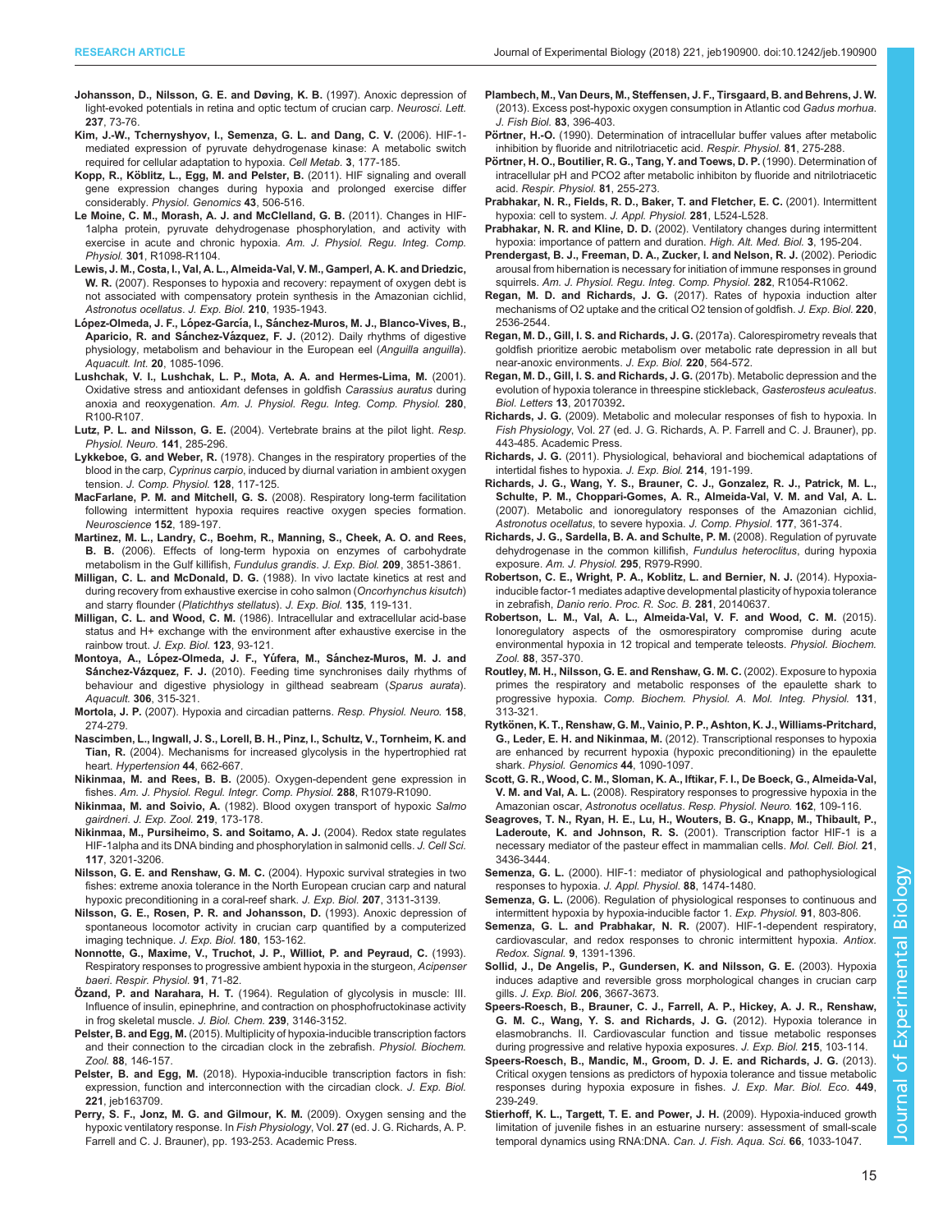**Johansson, D., Nilsson, G. E. and Døving, K. B.** (1997). Anoxic depression of light-evoked potentials in retina and optic tectum of crucian carp. *Neurosci. Lett.* **237**, 73-76.

**Kim, J.-W., Tchernyshyov, I., Semenza, G. L. and Dang, C. V.** (2006). HIF-1-mediated expression of pyruvate dehydrogenase kinase: A metabolic switch required for cellular adaptation to hypoxia. *Cell Metab.* **3**, 177-185.

**Kopp, R., Köblitz, L., Egg, M. and Pelster, B.** (2011). HIF signaling and overall gene expression changes during hypoxia and prolonged exercise differ considerably. *Physiol. Genomics* **43**, 506-516.

**Le Moine, C. M., Morash, A. J. and McClelland, G. B.** (2011). Changes in HIF-1alpha protein, pyruvate dehydrogenase phosphorylation, and activity with exercise in acute and chronic hypoxia. *Am. J. Physiol. Regu. Integ. Comp. Physiol.* **301**, R1098-R1104.

**Lewis, J. M., Costa, I., Val, A. L., Almeida-Val, V. M., Gamperl, A. K. and Driedzic, W. R.** (2007). Responses to hypoxia and recovery: repayment of oxygen debt is not associated with compensatory protein synthesis in the Amazonian cichlid, *Astronotus ocellatus*. *J. Exp. Biol.* **210**, 1935-1943.

**López-Olmeda, J. F., López-García, I., Sánchez-Muros, M. J., Blanco-Vives, B., Aparicio, R. and Sánchez-Vázquez, F. J.** (2012). Daily rhythms of digestive physiology, metabolism and behaviour in the European eel (*Anguilla anguilla*). *Aquacult. Int.* **20**, 1085-1096.

**Lushchak, V. I., Lushchak, L. P., Mota, A. A. and Hermes-Lima, M.** (2001). Oxidative stress and antioxidant defenses in goldfish *Carassius auratus* during anoxia and reoxygenation. *Am. J. Physiol. Regu. Integ. Comp. Physiol.* **280**, R100-R107.

**Lutz, P. L. and Nilsson, G. E.** (2004). Vertebrate brains at the pilot light. *Resp. Physiol. Neuro.* **141**, 285-296.

**Lykkeboe, G. and Weber, R.** (1978). Changes in the respiratory properties of the blood in the carp, *Cyprinus carpio*, induced by diurnal variation in ambient oxygen tension. *J. Comp. Physiol.* **128**, 117-125.

**MacFarlane, P. M. and Mitchell, G. S.** (2008). Respiratory long-term facilitation following intermittent hypoxia requires reactive oxygen species formation. *Neuroscience* **152**, 189-197.

**Martinez, M. L., Landry, C., Boehm, R., Manning, S., Cheek, A. O. and Rees, B. B.** (2006). Effects of long-term hypoxia on enzymes of carbohydrate metabolism in the Gulf killifish, *Fundulus grandis*. *J. Exp. Biol.* **209**, 3851-3861.

**Milligan, C. L. and McDonald, D. G.** (1988). In vivo lactate kinetics at rest and during recovery from exhaustive exercise in coho salmon (*Oncorhynchus kisutch*) and starry flounder (*Platichthys stellatus*). *J. Exp. Biol.* **135**, 119-131.

**Milligan, C. L. and Wood, C. M.** (1986). Intracellular and extracellular acid-base status and H+ exchange with the environment after exhaustive exercise in the rainbow trout. *J. Exp. Biol.* **123**, 93-121.

**Montoya, A., López-Olmeda, J. F., Yúfera, M., Sánchez-Muros, M. J. and Sánchez-Vázquez, F. J.** (2010). Feeding time synchronises daily rhythms of behaviour and digestive physiology in gilthead seabream (*Sparus aurata*). *Aquacult.* **306**, 315-321.

**Mortola, J. P.** (2007). Hypoxia and circadian patterns. *Resp. Physiol. Neuro.* **158**, 274-279.

**Nascimben, L., Ingwall, J. S., Lorell, B. H., Pinz, I., Schultz, V., Tornheim, K. and Tian, R.** (2004). Mechanisms for increased glycolysis in the hypertrophied rat heart. *Hypertension* **44**, 662-667.

**Nikinmaa, M. and Rees, B. B.** (2005). Oxygen-dependent gene expression in fishes. *Am. J. Physiol. Regul. Integr. Comp. Physiol.* **288**, R1079-R1090.

**Nikinmaa, M. and Soivio, A.** (1982). Blood oxygen transport of hypoxic *Salmo gairdneri*. *J. Exp. Zool.* **219**, 173-178.

**Nikinmaa, M., Pursiheimo, S. and Soitamo, A. J.** (2004). Redox state regulates HIF-1alpha and its DNA binding and phosphorylation in salmonid cells. *J. Cell Sci.* **117**, 3201-3206.

**Nilsson, G. E. and Renshaw, G. M. C.** (2004). Hypoxic survival strategies in two fishes: extreme anoxia tolerance in the North European crucian carp and natural hypoxic preconditioning in a coral-reef shark. *J. Exp. Biol.* **207**, 3131-3139.

**Nilsson, G. E., Rosen, P. R. and Johansson, D.** (1993). Anoxic depression of spontaneous locomotor activity in crucian carp quantified by a computerized imaging technique. *J. Exp. Biol.* **180**, 153-162.

**Nonnotte, G., Maxime, V., Truchot, J. P., Williot, P. and Peyraud, C.** (1993). Respiratory responses to progressive ambient hypoxia in the sturgeon, *Acipenser baeri*. *Respir. Physiol.* **91**, 71-82.

**Özand, P. and Narahara, H. T.** (1964). Regulation of glycolysis in muscle: III. Influence of insulin, epinephrine, and contraction on phosphofructokinase activity in frog skeletal muscle. *J. Biol. Chem.* **239**, 3146-3152.

**Pelster, B. and Egg, M.** (2015). Multiplicity of hypoxia-inducible transcription factors and their connection to the circadian clock in the zebrafish. *Physiol. Biochem. Zool.* **88**, 146-157.

**Pelster, B. and Egg, M.** (2018). Hypoxia-inducible transcription factors in fish: expression, function and interconnection with the circadian clock. *J. Exp. Biol.* **221**, jeb163709.

**Perry, S. F., Jonz, M. G. and Gilmour, K. M.** (2009). Oxygen sensing and the hypoxic ventilatory response. In *Fish Physiology*, Vol. **27** (ed. J. G. Richards, A. P. Farrell and C. J. Brauner), pp. 193-253. Academic Press.

**Plambech, M., Van Deurs, M., Steffensen, J. F., Tirsgaard, B. and Behrens, J. W.** (2013). Excess post-hypoxic oxygen consumption in Atlantic cod *Gadus morhua*. *J. Fish Biol.* **83**, 396-403.

**Pörtner, H.-O.** (1990). Determination of intracellular buffer values after metabolic inhibition by fluoride and nitrilotriacetic acid. *Respir. Physiol.* **81**, 275-288.

**Pörtner, H. O., Boutilier, R. G., Tang, Y. and Toews, D. P.** (1990). Determination of intracellular pH and PCO2 after metabolic inhibiton by fluoride and nitrilotriacetic acid. *Respir. Physiol.* **81**, 255-273.

**Prabhakar, N. R., Fields, R. D., Baker, T. and Fletcher, E. C.** (2001). Intermittent hypoxia: cell to system. *J. Appl. Physiol.* **281**, L524-L528.

**Prabhakar, N. R. and Kline, D. D.** (2002). Ventilatory changes during intermittent hypoxia: importance of pattern and duration. *High. Alt. Med. Biol.* **3**, 195-204.

**Prendergast, B. J., Freeman, D. A., Zucker, I. and Nelson, R. J.** (2002). Periodic arousal from hibernation is necessary for initiation of immune responses in ground squirrels. *Am. J. Physiol. Regu. Integ. Comp. Physiol.* **282**, R1054-R1062.

**Regan, M. D. and Richards, J. G.** (2017). Rates of hypoxia induction alter mechanisms of O2 uptake and the critical O2 tension of goldfish. *J. Exp. Biol.* **220**, 2536-2544.

**Regan, M. D., Gill, I. S. and Richards, J. G.** (2017a). Calorespirometry reveals that goldfish prioritize aerobic metabolism over metabolic rate depression in all but near-anoxic environments. *J. Exp. Biol.* **220**, 564-572.

**Regan, M. D., Gill, I. S. and Richards, J. G.** (2017b). Metabolic depression and the evolution of hypoxia tolerance in threespine stickleback, *Gasterosteus aculeatus*. *Biol. Letters* **13**, 20170392**.**

**Richards, J. G.** (2009). Metabolic and molecular responses of fish to hypoxia. In *Fish Physiology*, Vol. 27 (ed. J. G. Richards, A. P. Farrell and C. J. Brauner), pp. 443-485. Academic Press.

**Richards, J. G.** (2011). Physiological, behavioral and biochemical adaptations of intertidal fishes to hypoxia. *J. Exp. Biol.* **214**, 191-199.

**Richards, J. G., Wang, Y. S., Brauner, C. J., Gonzalez, R. J., Patrick, M. L., Schulte, P. M., Choppari-Gomes, A. R., Almeida-Val, V. M. and Val, A. L.** (2007). Metabolic and ionoregulatory responses of the Amazonian cichlid, *Astronotus ocellatus*, to severe hypoxia. *J. Comp. Physiol.* **177**, 361-374.

**Richards, J. G., Sardella, B. A. and Schulte, P. M.** (2008). Regulation of pyruvate dehydrogenase in the common killifish, *Fundulus heteroclitus*, during hypoxia exposure. *Am. J. Physiol.* **295**, R979-R990.

**Robertson, C. E., Wright, P. A., Koblitz, L. and Bernier, N. J.** (2014). Hypoxia-inducible factor-1 mediates adaptive developmental plasticity of hypoxia tolerance in zebrafish, *Danio rerio*. *Proc. R. Soc. B.* **281**, 20140637.

**Robertson, L. M., Val, A. L., Almeida-Val, V. F. and Wood, C. M.** (2015). Ionoregulatory aspects of the osmorespiratory compromise during acute environmental hypoxia in 12 tropical and temperate teleosts. *Physiol. Biochem. Zool.* **88**, 357-370.

**Routley, M. H., Nilsson, G. E. and Renshaw, G. M. C.** (2002). Exposure to hypoxia primes the respiratory and metabolic responses of the epaulette shark to progressive hypoxia. *Comp. Biochem. Physiol. A. Mol. Integ. Physiol.* **131**, 313-321.

**Rytkönen, K. T., Renshaw, G. M., Vainio, P. P., Ashton, K. J., Williams-Pritchard, G., Leder, E. H. and Nikinmaa, M.** (2012). Transcriptional responses to hypoxia are enhanced by recurrent hypoxia (hypoxic preconditioning) in the epaulette shark. *Physiol. Genomics* **44**, 1090-1097.

**Scott, G. R., Wood, C. M., Sloman, K. A., Iftikar, F. I., De Boeck, G., Almeida-Val, V. M. and Val, A. L.** (2008). Respiratory responses to progressive hypoxia in the Amazonian oscar, *Astronotus ocellatus*. *Resp. Physiol. Neuro.* **162**, 109-116.

**Seagroves, T. N., Ryan, H. E., Lu, H., Wouters, B. G., Knapp, M., Thibault, P., Laderoute, K. and Johnson, R. S.** (2001). Transcription factor HIF-1 is a necessary mediator of the pasteur effect in mammalian cells. *Mol. Cell. Biol.* **21**, 3436-3444.

**Semenza, G. L.** (2000). HIF-1: mediator of physiological and pathophysiological responses to hypoxia. *J. Appl. Physiol.* **88**, 1474-1480.

**Semenza, G. L.** (2006). Regulation of physiological responses to continuous and intermittent hypoxia by hypoxia-inducible factor 1. *Exp. Physiol.* **91**, 803-806.

**Semenza, G. L. and Prabhakar, N. R.** (2007). HIF-1-dependent respiratory, cardiovascular, and redox responses to chronic intermittent hypoxia. *Antiox. Redox. Signal.* **9**, 1391-1396.

**Sollid, J., De Angelis, P., Gundersen, K. and Nilsson, G. E.** (2003). Hypoxia induces adaptive and reversible gross morphological changes in crucian carp gills. *J. Exp. Biol.* **206**, 3667-3673.

**Speers-Roesch, B., Brauner, C. J., Farrell, A. P., Hickey, A. J. R., Renshaw, G. M. C., Wang, Y. S. and Richards, J. G.** (2012). Hypoxia tolerance in elasmobranchs. II. Cardiovascular function and tissue metabolic responses during progressive and relative hypoxia exposures. *J. Exp. Biol.* **215**, 103-114.

**Speers-Roesch, B., Mandic, M., Groom, D. J. E. and Richards, J. G.** (2013). Critical oxygen tensions as predictors of hypoxia tolerance and tissue metabolic responses during hypoxia exposure in fishes. *J. Exp. Mar. Biol. Eco.* **449**, 239-249.

**Stierhoff, K. L., Targett, T. E. and Power, J. H.** (2009). Hypoxia-induced growth limitation of juvenile fishes in an estuarine nursery: assessment of small-scale temporal dynamics using RNA:DNA. *Can. J. Fish. Aqua. Sci.* **66**, 1033-1047.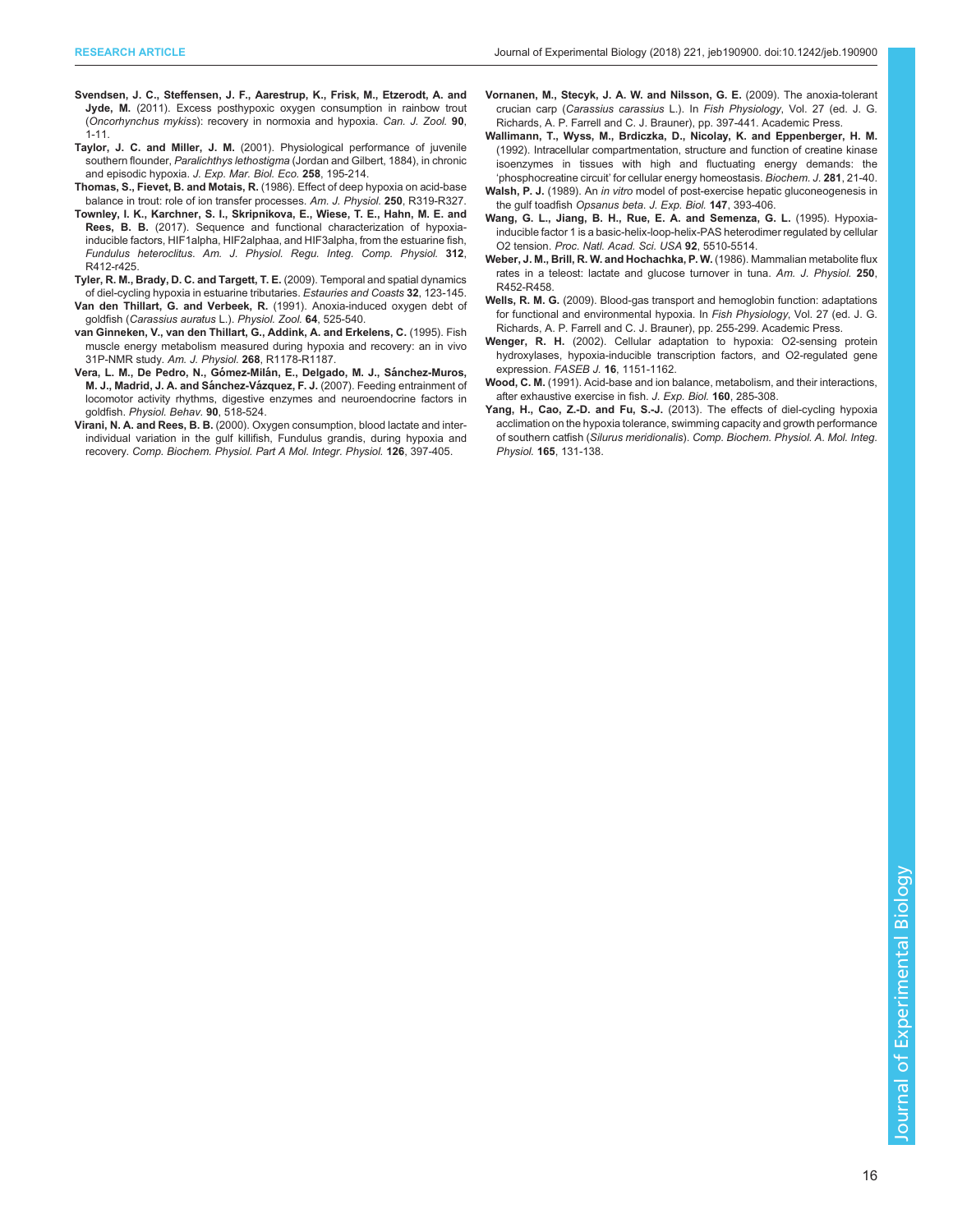**Svendsen, J. C., Steffensen, J. F., Aarestrup, K., Frisk, M., Etzerodt, A. and Jyde, M.** (2011). Excess posthypoxic oxygen consumption in rainbow trout (*Oncorhynchus mykiss*): recovery in normoxia and hypoxia. *Can. J. Zool.* **90**, 1-11.

**Taylor, J. C. and Miller, J. M.** (2001). Physiological performance of juvenile southern flounder, *Paralichthys lethostigma* (Jordan and Gilbert, 1884), in chronic and episodic hypoxia. *J. Exp. Mar. Biol. Eco.* **258**, 195-214.

**Thomas, S., Fievet, B. and Motais, R.** (1986). Effect of deep hypoxia on acid-base balance in trout: role of ion transfer processes. *Am. J. Physiol.* **250**, R319-R327.

**Townley, I. K., Karchner, S. I., Skripnikova, E., Wiese, T. E., Hahn, M. E. and Rees, B. B.** (2017). Sequence and functional characterization of hypoxia-inducible factors, HIF1alpha, HIF2alphaa, and HIF3alpha, from the estuarine fish, *Fundulus heteroclitus*. *Am. J. Physiol. Regu. Integ. Comp. Physiol.* **312**, R412-r425.

**Tyler, R. M., Brady, D. C. and Targett, T. E.** (2009). Temporal and spatial dynamics of diel-cycling hypoxia in estuarine tributaries. *Estauries and Coasts* **32**, 123-145.

**Van den Thillart, G. and Verbeek, R.** (1991). Anoxia-induced oxygen debt of goldfish (*Carassius auratus* L.). *Physiol. Zool.* **64**, 525-540.

**van Ginneken, V., van den Thillart, G., Addink, A. and Erkelens, C.** (1995). Fish muscle energy metabolism measured during hypoxia and recovery: an in vivo 31P-NMR study. *Am. J. Physiol.* **268**, R1178-R1187.

**Vera, L. M., De Pedro, N., Gómez-Milán, E., Delgado, M. J., Sánchez-Muros, M. J., Madrid, J. A. and Sánchez-Vázquez, F. J.** (2007). Feeding entrainment of locomotor activity rhythms, digestive enzymes and neuroendocrine factors in goldfish. *Physiol. Behav.* **90**, 518-524.

**Virani, N. A. and Rees, B. B.** (2000). Oxygen consumption, blood lactate and inter-individual variation in the gulf killifish, Fundulus grandis, during hypoxia and recovery. *Comp. Biochem. Physiol. Part A Mol. Integr. Physiol.* **126**, 397-405.

**Vornanen, M., Stecyk, J. A. W. and Nilsson, G. E.** (2009). The anoxia-tolerant crucian carp (*Carassius carassius* L.). In *Fish Physiology*, Vol. 27 (ed. J. G. Richards, A. P. Farrell and C. J. Brauner), pp. 397-441. Academic Press.

**Wallimann, T., Wyss, M., Brdiczka, D., Nicolay, K. and Eppenberger, H. M.** (1992). Intracellular compartmentation, structure and function of creatine kinase isoenzymes in tissues with high and fluctuating energy demands: the 'phosphocreatine circuit' for cellular energy homeostasis. *Biochem. J.* **281**, 21-40.

**Walsh, P. J.** (1989). An *in vitro* model of post-exercise hepatic gluconeogenesis in the gulf toadfish *Opsanus beta*. *J. Exp. Biol.* **147**, 393-406.

**Wang, G. L., Jiang, B. H., Rue, E. A. and Semenza, G. L.** (1995). Hypoxia-inducible factor 1 is a basic-helix-loop-helix-PAS heterodimer regulated by cellular O2 tension. *Proc. Natl. Acad. Sci. USA* **92**, 5510-5514.

**Weber, J. M., Brill, R. W. and Hochachka, P. W.** (1986). Mammalian metabolite flux rates in a teleost: lactate and glucose turnover in tuna. *Am. J. Physiol.* **250**, R452-R458.

**Wells, R. M. G.** (2009). Blood-gas transport and hemoglobin function: adaptations for functional and environmental hypoxia. In *Fish Physiology*, Vol. 27 (ed. J. G. Richards, A. P. Farrell and C. J. Brauner), pp. 255-299. Academic Press.

**Wenger, R. H.** (2002). Cellular adaptation to hypoxia: O2-sensing protein hydroxylases, hypoxia-inducible transcription factors, and O2-regulated gene expression. *FASEB J.* **16**, 1151-1162.

**Wood, C. M.** (1991). Acid-base and ion balance, metabolism, and their interactions, after exhaustive exercise in fish. *J. Exp. Biol.* **160**, 285-308.

**Yang, H., Cao, Z.-D. and Fu, S.-J.** (2013). The effects of diel-cycling hypoxia acclimation on the hypoxia tolerance, swimming capacity and growth performance of southern catfish (*Silurus meridionalis*). *Comp. Biochem. Physiol. A. Mol. Integ. Physiol.* **165**, 131-138.